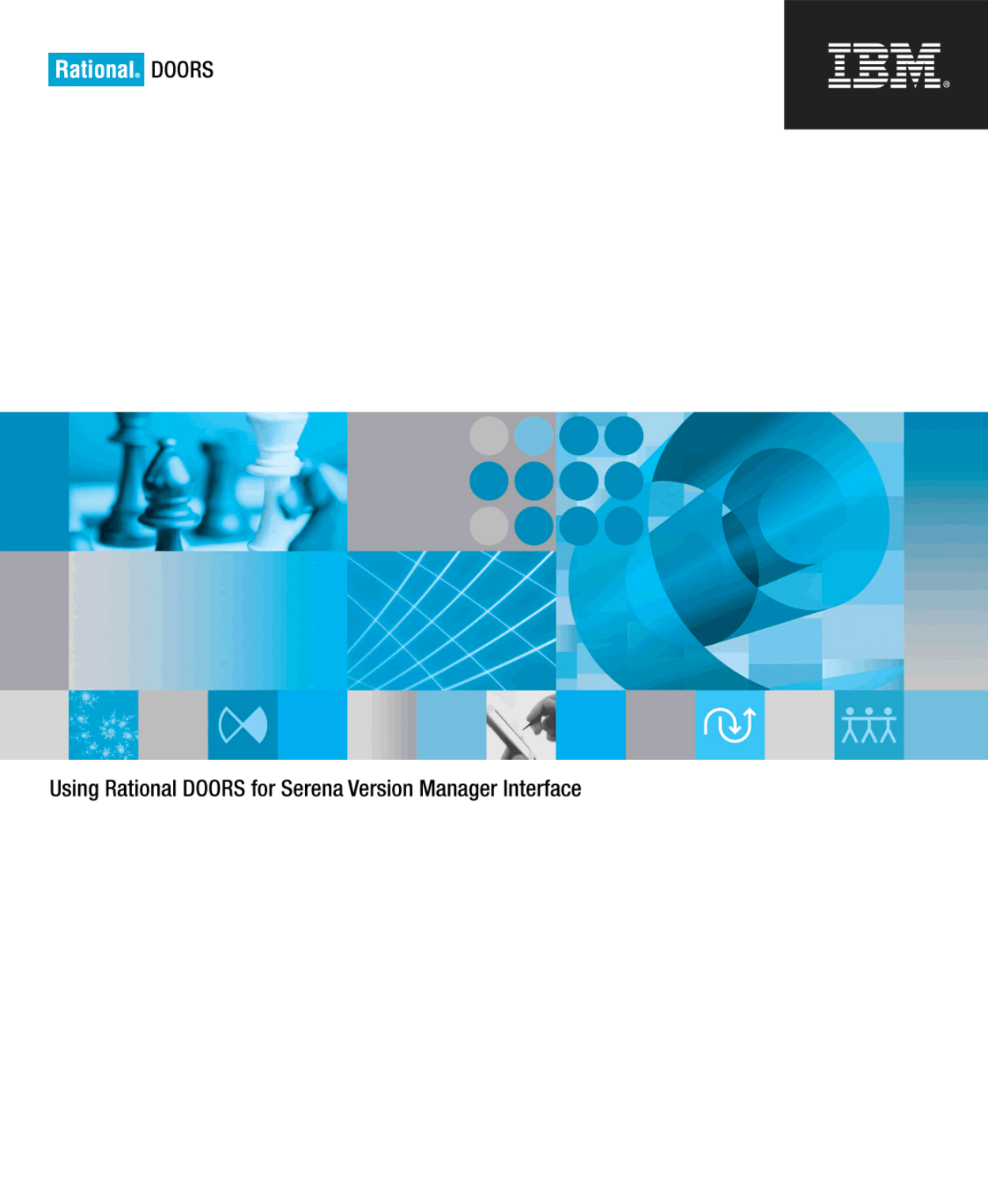Rational. DOORS

IBM

# Using Rational DOORS for Serena Version Manager Interface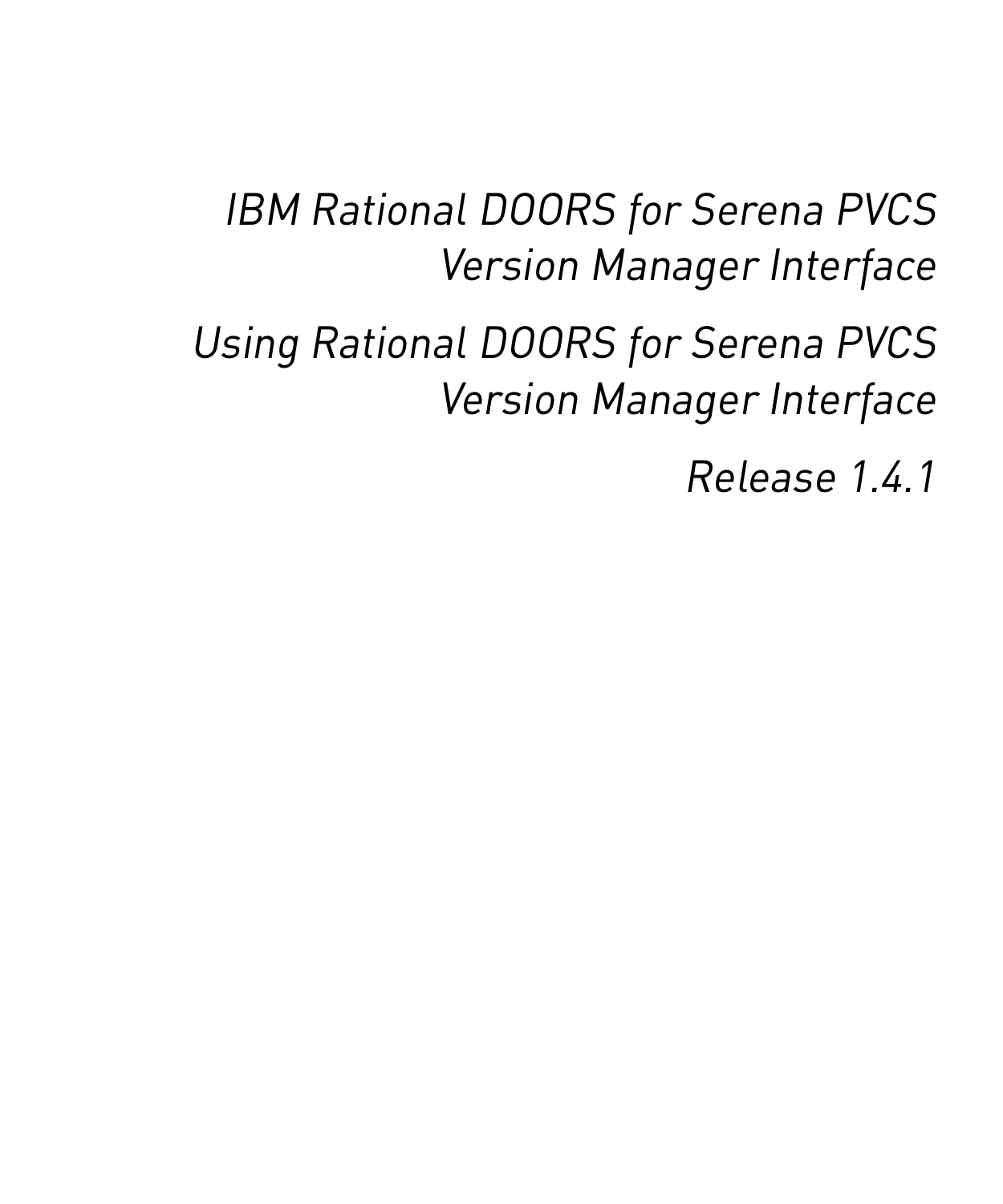# *IBM Rational DOORS for Serena PVCS Version Manager Interface*

## *Using Rational DOORS for Serena PVCS Version Manager Interface*

*Release 1.4.1*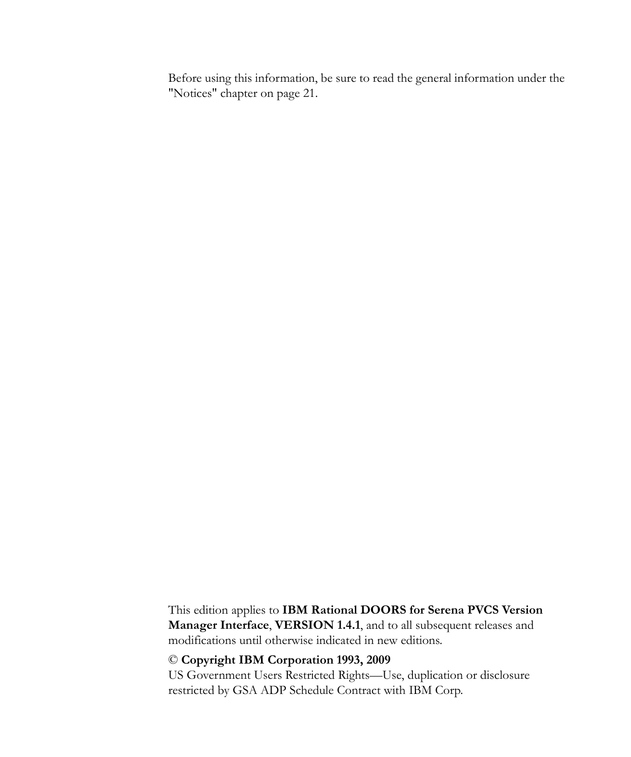Before using this information, be sure to read the general information under the "Notices" chapter on page 21.

This edition applies to **IBM Rational DOORS for Serena PVCS Version Manager Interface**, **VERSION 1.4.1**, and to all subsequent releases and modifications until otherwise indicated in new editions.

© **Copyright IBM Corporation 1993, 2009**
US Government Users Restricted Rights—Use, duplication or disclosure restricted by GSA ADP Schedule Contract with IBM Corp.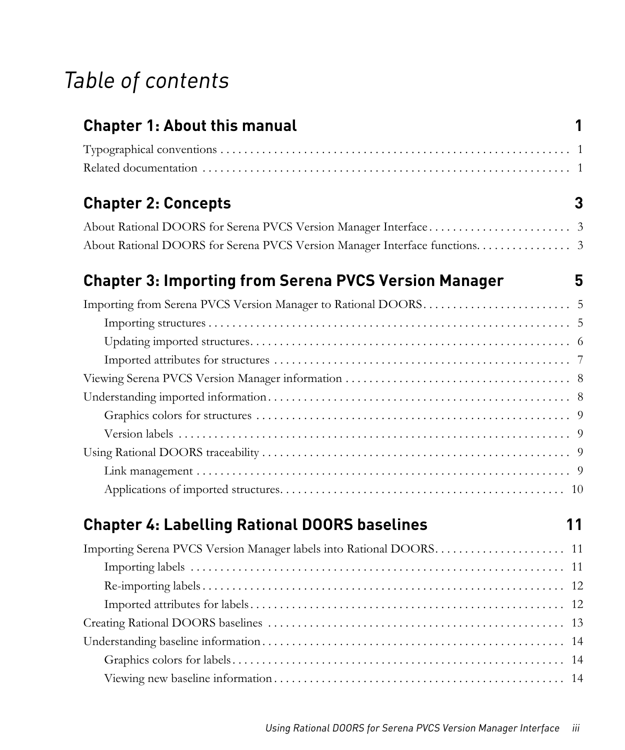# *Table of contents*

## Chapter 1: About this manual 1

Typographical conventions . . . . . . . . . . . . . . . . . . . . . . . . . . . . . . . . . . . . . . . . . . . . . . . . . . . . . . . . . . . 1

Related documentation . . . . . . . . . . . . . . . . . . . . . . . . . . . . . . . . . . . . . . . . . . . . . . . . . . . . . . . . . . . . . 1

## Chapter 2: Concepts 3

About Rational DOORS for Serena PVCS Version Manager Interface . . . . . . . . . . . . . . . . . . . . . . . . 3

About Rational DOORS for Serena PVCS Version Manager Interface functions. . . . . . . . . . . . . . . . 3

## Chapter 3: Importing from Serena PVCS Version Manager 5

Importing from Serena PVCS Version Manager to Rational DOORS . . . . . . . . . . . . . . . . . . . . . . . . . 5

- Importing structures . . . . . . . . . . . . . . . . . . . . . . . . . . . . . . . . . . . . . . . . . . . . . . . . . . . . . . . . . . 5
- Updating imported structures. . . . . . . . . . . . . . . . . . . . . . . . . . . . . . . . . . . . . . . . . . . . . . . . . . . 6
- Imported attributes for structures . . . . . . . . . . . . . . . . . . . . . . . . . . . . . . . . . . . . . . . . . . . . . . . 7

Viewing Serena PVCS Version Manager information . . . . . . . . . . . . . . . . . . . . . . . . . . . . . . . . . . . . 8

Understanding imported information. . . . . . . . . . . . . . . . . . . . . . . . . . . . . . . . . . . . . . . . . . . . . . . . . 8

- Graphics colors for structures . . . . . . . . . . . . . . . . . . . . . . . . . . . . . . . . . . . . . . . . . . . . . . . . . . 9
- Version labels . . . . . . . . . . . . . . . . . . . . . . . . . . . . . . . . . . . . . . . . . . . . . . . . . . . . . . . . . . . . . . . 9

Using Rational DOORS traceability . . . . . . . . . . . . . . . . . . . . . . . . . . . . . . . . . . . . . . . . . . . . . . . . . . 9

- Link management . . . . . . . . . . . . . . . . . . . . . . . . . . . . . . . . . . . . . . . . . . . . . . . . . . . . . . . . . . . . 9
- Applications of imported structures. . . . . . . . . . . . . . . . . . . . . . . . . . . . . . . . . . . . . . . . . . . . . . 10

## Chapter 4: Labelling Rational DOORS baselines 11

Importing Serena PVCS Version Manager labels into Rational DOORS. . . . . . . . . . . . . . . . . . . . . . 11

- Importing labels . . . . . . . . . . . . . . . . . . . . . . . . . . . . . . . . . . . . . . . . . . . . . . . . . . . . . . . . . . . . . 11
- Re-importing labels . . . . . . . . . . . . . . . . . . . . . . . . . . . . . . . . . . . . . . . . . . . . . . . . . . . . . . . . . . . 12
- Imported attributes for labels. . . . . . . . . . . . . . . . . . . . . . . . . . . . . . . . . . . . . . . . . . . . . . . . . . . 12

Creating Rational DOORS baselines . . . . . . . . . . . . . . . . . . . . . . . . . . . . . . . . . . . . . . . . . . . . . . . . . 13

Understanding baseline information. . . . . . . . . . . . . . . . . . . . . . . . . . . . . . . . . . . . . . . . . . . . . . . . . 14

- Graphics colors for labels. . . . . . . . . . . . . . . . . . . . . . . . . . . . . . . . . . . . . . . . . . . . . . . . . . . . . . 14
- Viewing new baseline information . . . . . . . . . . . . . . . . . . . . . . . . . . . . . . . . . . . . . . . . . . . . . . . 14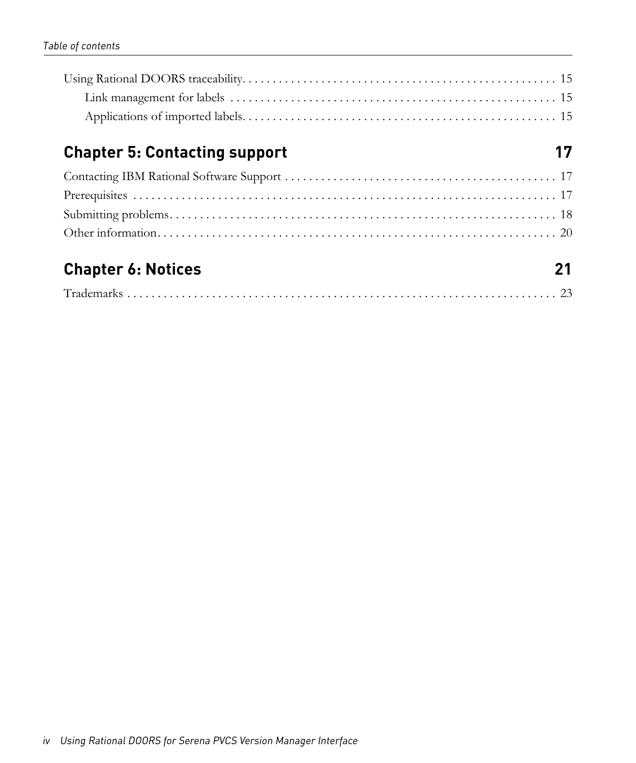Using Rational DOORS traceability . . . . . . . . . . . . . . . . . . . . . . . . . . . . . . . . . . . . . . . . . . . . . . . . . . . 15

- Link management for labels . . . . . . . . . . . . . . . . . . . . . . . . . . . . . . . . . . . . . . . . . . . . . . . . . . . 15
- Applications of imported labels . . . . . . . . . . . . . . . . . . . . . . . . . . . . . . . . . . . . . . . . . . . . . . . . . . . 15

## Chapter 5: Contacting support 17

Contacting IBM Rational Software Support . . . . . . . . . . . . . . . . . . . . . . . . . . . . . . . . . . . . . . . . . . . . 17

Prerequisites . . . . . . . . . . . . . . . . . . . . . . . . . . . . . . . . . . . . . . . . . . . . . . . . . . . . . . . . . . . . . . . . 17

Submitting problems . . . . . . . . . . . . . . . . . . . . . . . . . . . . . . . . . . . . . . . . . . . . . . . . . . . . . . . . . . . . 18

Other information . . . . . . . . . . . . . . . . . . . . . . . . . . . . . . . . . . . . . . . . . . . . . . . . . . . . . . . . . . . . . . 20

## Chapter 6: Notices 21

Trademarks . . . . . . . . . . . . . . . . . . . . . . . . . . . . . . . . . . . . . . . . . . . . . . . . . . . . . . . . . . . . . . . . . . 23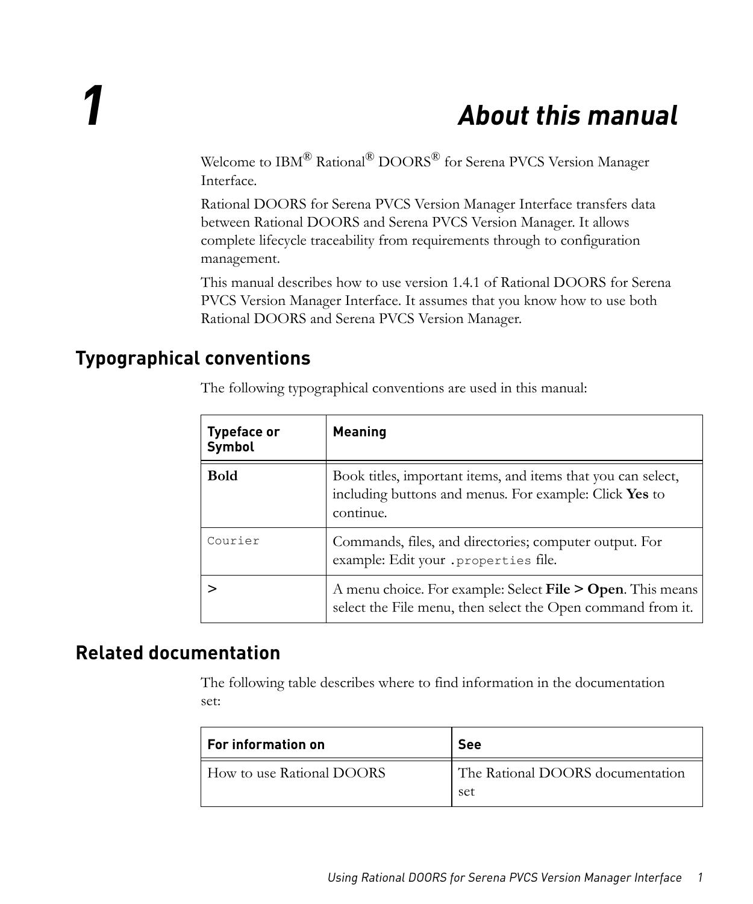# 1 About this manual

Welcome to IBM® Rational® DOORS® for Serena PVCS Version Manager Interface.

Rational DOORS for Serena PVCS Version Manager Interface transfers data between Rational DOORS and Serena PVCS Version Manager. It allows complete lifecycle traceability from requirements through to configuration management.

This manual describes how to use version 1.4.1 of Rational DOORS for Serena PVCS Version Manager Interface. It assumes that you know how to use both Rational DOORS and Serena PVCS Version Manager.

## Typographical conventions

The following typographical conventions are used in this manual:

| Typeface or Symbol | Meaning |
|---|---|
| **Bold** | Book titles, important items, and items that you can select, including buttons and menus. For example: Click **Yes** to continue. |
| `Courier` | Commands, files, and directories; computer output. For example: Edit your `.properties` file. |
| **>** | A menu choice. For example: Select **File > Open**. This means select the File menu, then select the Open command from it. |

## Related documentation

The following table describes where to find information in the documentation set:

| For information on | See |
|---|---|
| How to use Rational DOORS | The Rational DOORS documentation set |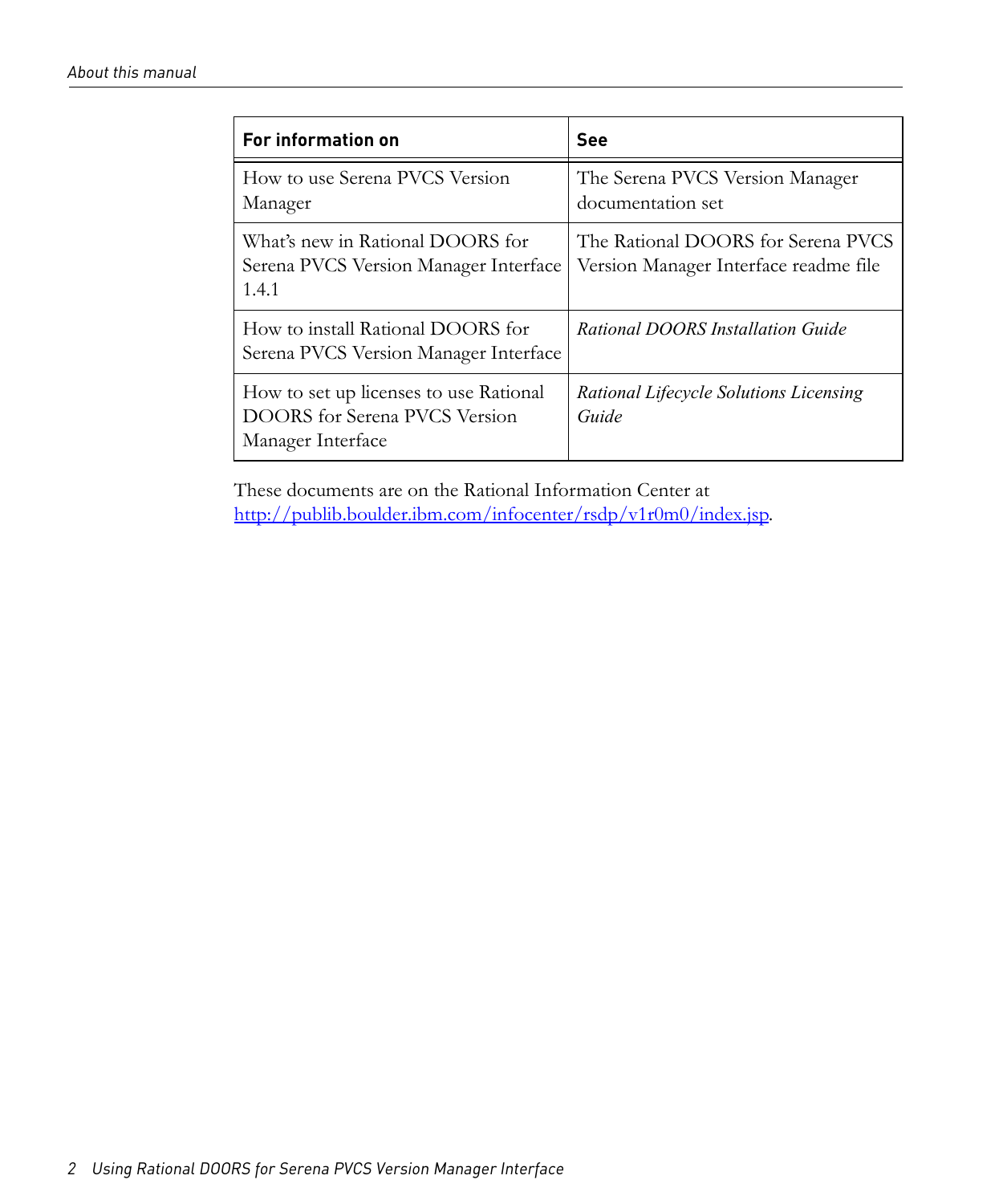| For information on | See |
|---|---|
| How to use Serena PVCS Version Manager | The Serena PVCS Version Manager documentation set |
| What's new in Rational DOORS for Serena PVCS Version Manager Interface 1.4.1 | The Rational DOORS for Serena PVCS Version Manager Interface readme file |
| How to install Rational DOORS for Serena PVCS Version Manager Interface | *Rational DOORS Installation Guide* |
| How to set up licenses to use Rational DOORS for Serena PVCS Version Manager Interface | *Rational Lifecycle Solutions Licensing Guide* |

These documents are on the Rational Information Center at [http://publib.boulder.ibm.com/infocenter/rsdp/v1r0m0/index.jsp](http://publib.boulder.ibm.com/infocenter/rsdp/v1r0m0/index.jsp).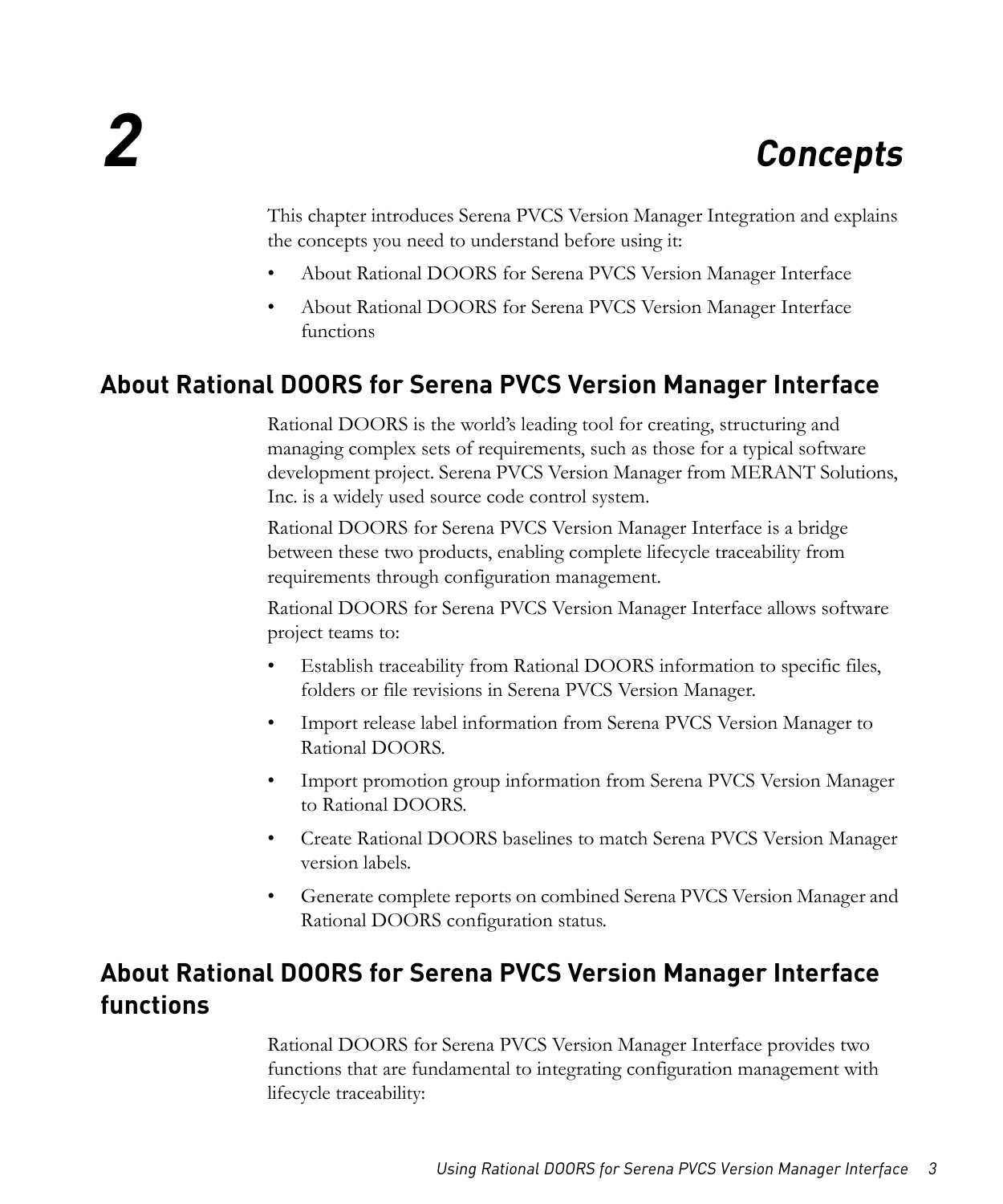# 2 Concepts

This chapter introduces Serena PVCS Version Manager Integration and explains the concepts you need to understand before using it:

- About Rational DOORS for Serena PVCS Version Manager Interface
- About Rational DOORS for Serena PVCS Version Manager Interface functions

## About Rational DOORS for Serena PVCS Version Manager Interface

Rational DOORS is the world's leading tool for creating, structuring and managing complex sets of requirements, such as those for a typical software development project. Serena PVCS Version Manager from MERANT Solutions, Inc. is a widely used source code control system.

Rational DOORS for Serena PVCS Version Manager Interface is a bridge between these two products, enabling complete lifecycle traceability from requirements through configuration management.

Rational DOORS for Serena PVCS Version Manager Interface allows software project teams to:

- Establish traceability from Rational DOORS information to specific files, folders or file revisions in Serena PVCS Version Manager.
- Import release label information from Serena PVCS Version Manager to Rational DOORS.
- Import promotion group information from Serena PVCS Version Manager to Rational DOORS.
- Create Rational DOORS baselines to match Serena PVCS Version Manager version labels.
- Generate complete reports on combined Serena PVCS Version Manager and Rational DOORS configuration status.

## About Rational DOORS for Serena PVCS Version Manager Interface functions

Rational DOORS for Serena PVCS Version Manager Interface provides two functions that are fundamental to integrating configuration management with lifecycle traceability: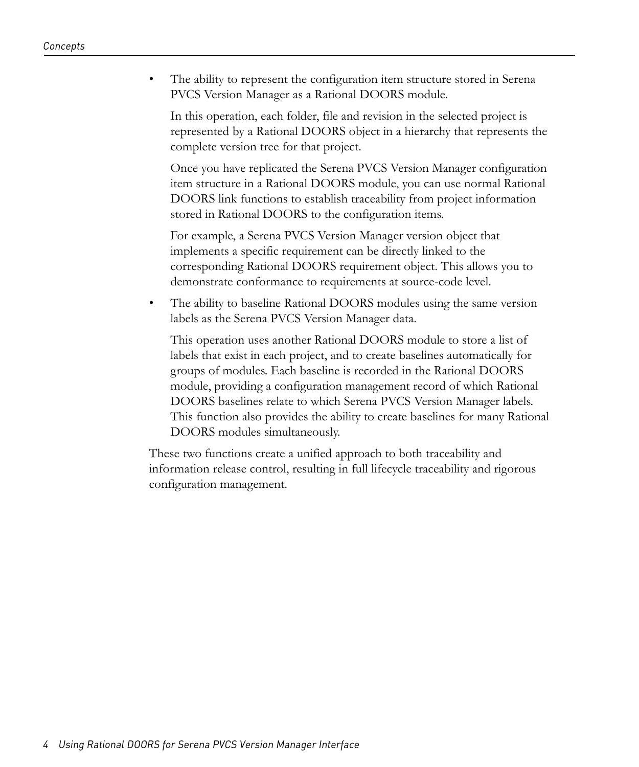- The ability to represent the configuration item structure stored in Serena PVCS Version Manager as a Rational DOORS module.

  In this operation, each folder, file and revision in the selected project is represented by a Rational DOORS object in a hierarchy that represents the complete version tree for that project.

  Once you have replicated the Serena PVCS Version Manager configuration item structure in a Rational DOORS module, you can use normal Rational DOORS link functions to establish traceability from project information stored in Rational DOORS to the configuration items.

  For example, a Serena PVCS Version Manager version object that implements a specific requirement can be directly linked to the corresponding Rational DOORS requirement object. This allows you to demonstrate conformance to requirements at source-code level.

- The ability to baseline Rational DOORS modules using the same version labels as the Serena PVCS Version Manager data.

  This operation uses another Rational DOORS module to store a list of labels that exist in each project, and to create baselines automatically for groups of modules. Each baseline is recorded in the Rational DOORS module, providing a configuration management record of which Rational DOORS baselines relate to which Serena PVCS Version Manager labels. This function also provides the ability to create baselines for many Rational DOORS modules simultaneously.

These two functions create a unified approach to both traceability and information release control, resulting in full lifecycle traceability and rigorous configuration management.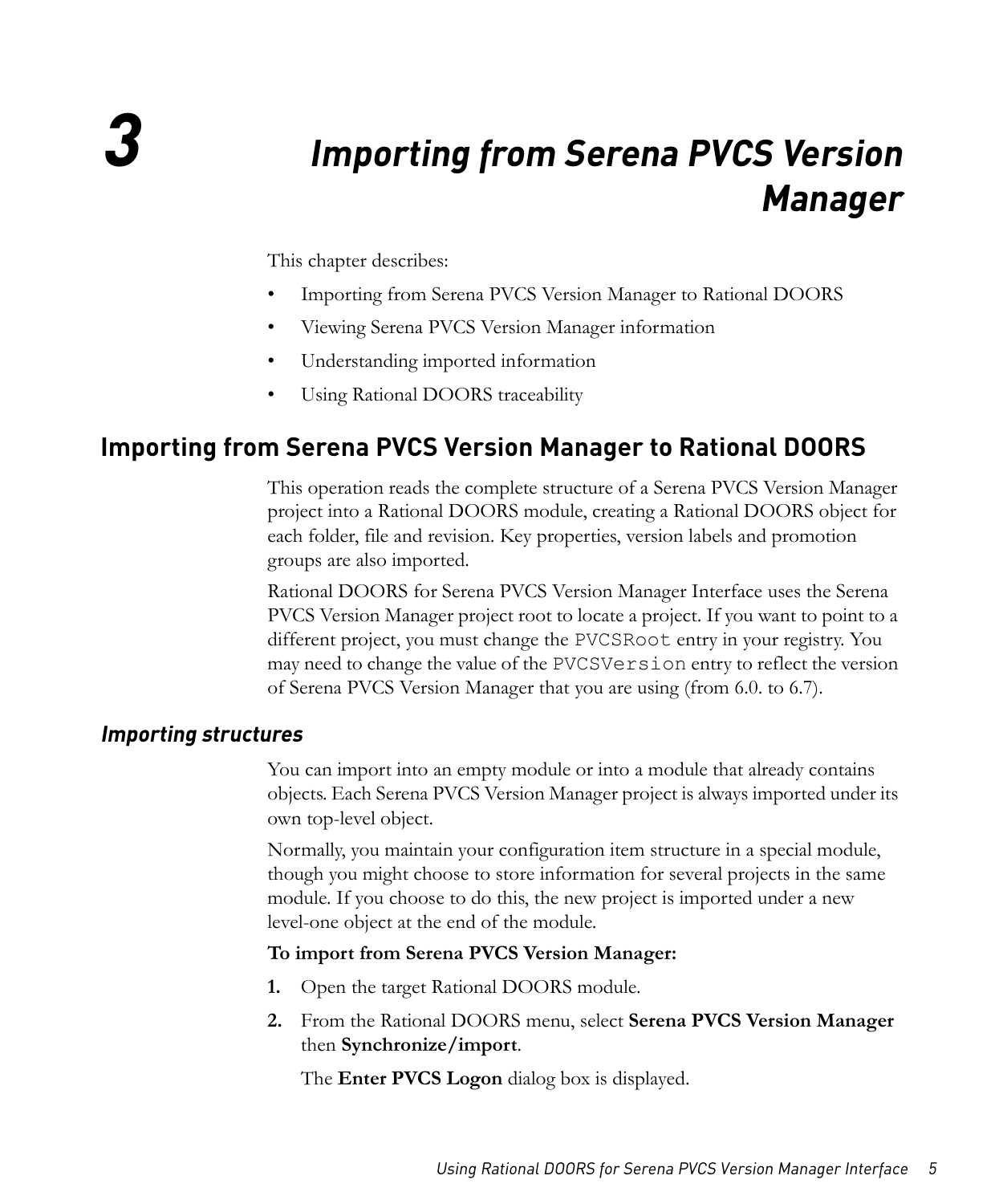# 3 Importing from Serena PVCS Version Manager

This chapter describes:

- Importing from Serena PVCS Version Manager to Rational DOORS
- Viewing Serena PVCS Version Manager information
- Understanding imported information
- Using Rational DOORS traceability

## Importing from Serena PVCS Version Manager to Rational DOORS

This operation reads the complete structure of a Serena PVCS Version Manager project into a Rational DOORS module, creating a Rational DOORS object for each folder, file and revision. Key properties, version labels and promotion groups are also imported.

Rational DOORS for Serena PVCS Version Manager Interface uses the Serena PVCS Version Manager project root to locate a project. If you want to point to a different project, you must change the `PVCSRoot` entry in your registry. You may need to change the value of the `PVCSVersion` entry to reflect the version of Serena PVCS Version Manager that you are using (from 6.0. to 6.7).

### *Importing structures*

You can import into an empty module or into a module that already contains objects. Each Serena PVCS Version Manager project is always imported under its own top-level object.

Normally, you maintain your configuration item structure in a special module, though you might choose to store information for several projects in the same module. If you choose to do this, the new project is imported under a new level-one object at the end of the module.

**To import from Serena PVCS Version Manager:**

1. Open the target Rational DOORS module.
2. From the Rational DOORS menu, select **Serena PVCS Version Manager** then **Synchronize/import**.

   The **Enter PVCS Logon** dialog box is displayed.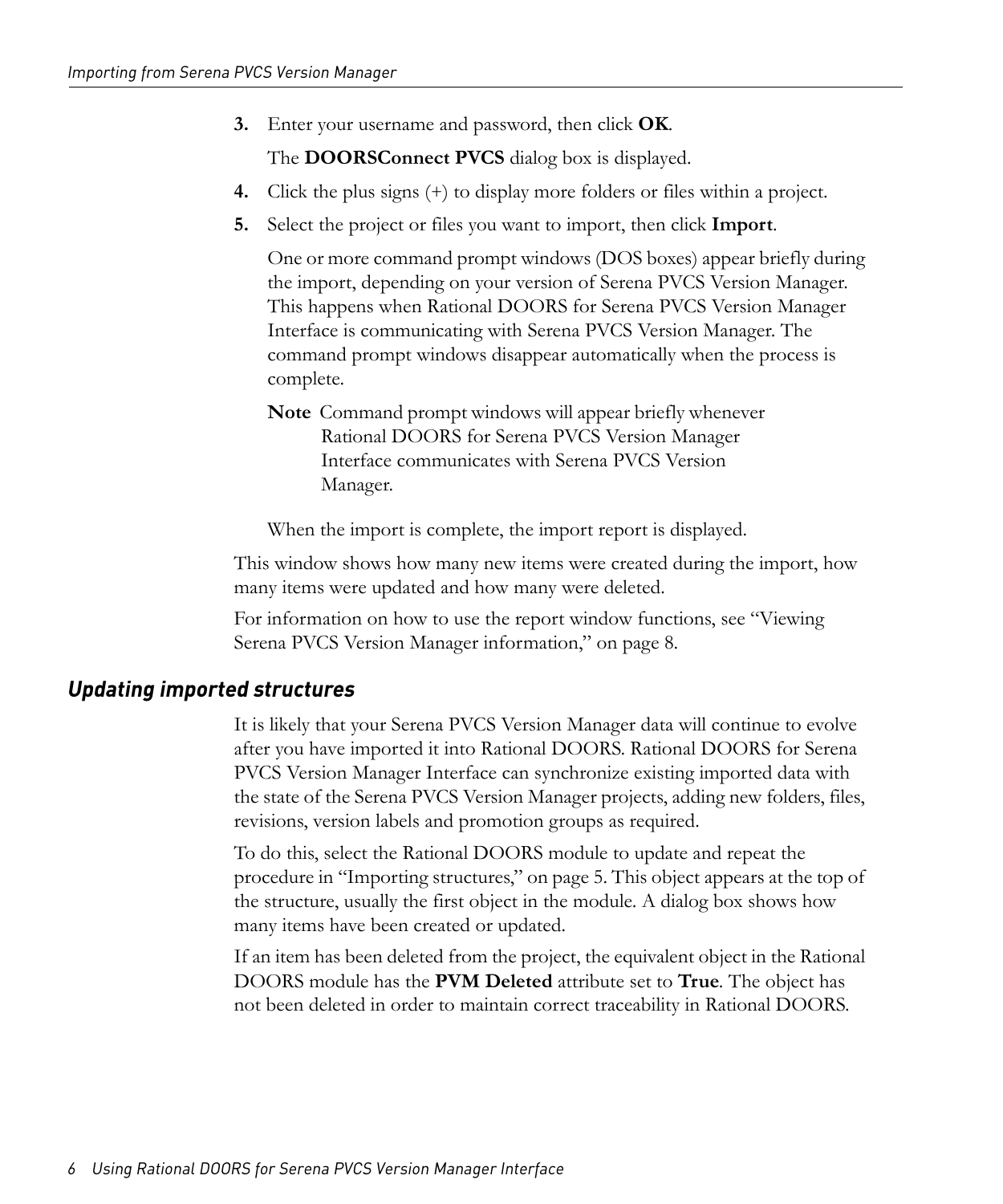3. Enter your username and password, then click **OK**.

   The **DOORSConnect PVCS** dialog box is displayed.

4. Click the plus signs (+) to display more folders or files within a project.

5. Select the project or files you want to import, then click **Import**.

   One or more command prompt windows (DOS boxes) appear briefly during the import, depending on your version of Serena PVCS Version Manager. This happens when Rational DOORS for Serena PVCS Version Manager Interface is communicating with Serena PVCS Version Manager. The command prompt windows disappear automatically when the process is complete.

   **Note** Command prompt windows will appear briefly whenever Rational DOORS for Serena PVCS Version Manager Interface communicates with Serena PVCS Version Manager.

   When the import is complete, the import report is displayed.

This window shows how many new items were created during the import, how many items were updated and how many were deleted.

For information on how to use the report window functions, see “Viewing Serena PVCS Version Manager information,” on page 8.

## *Updating imported structures*

It is likely that your Serena PVCS Version Manager data will continue to evolve after you have imported it into Rational DOORS. Rational DOORS for Serena PVCS Version Manager Interface can synchronize existing imported data with the state of the Serena PVCS Version Manager projects, adding new folders, files, revisions, version labels and promotion groups as required.

To do this, select the Rational DOORS module to update and repeat the procedure in “Importing structures,” on page 5. This object appears at the top of the structure, usually the first object in the module. A dialog box shows how many items have been created or updated.

If an item has been deleted from the project, the equivalent object in the Rational DOORS module has the **PVM Deleted** attribute set to **True**. The object has not been deleted in order to maintain correct traceability in Rational DOORS.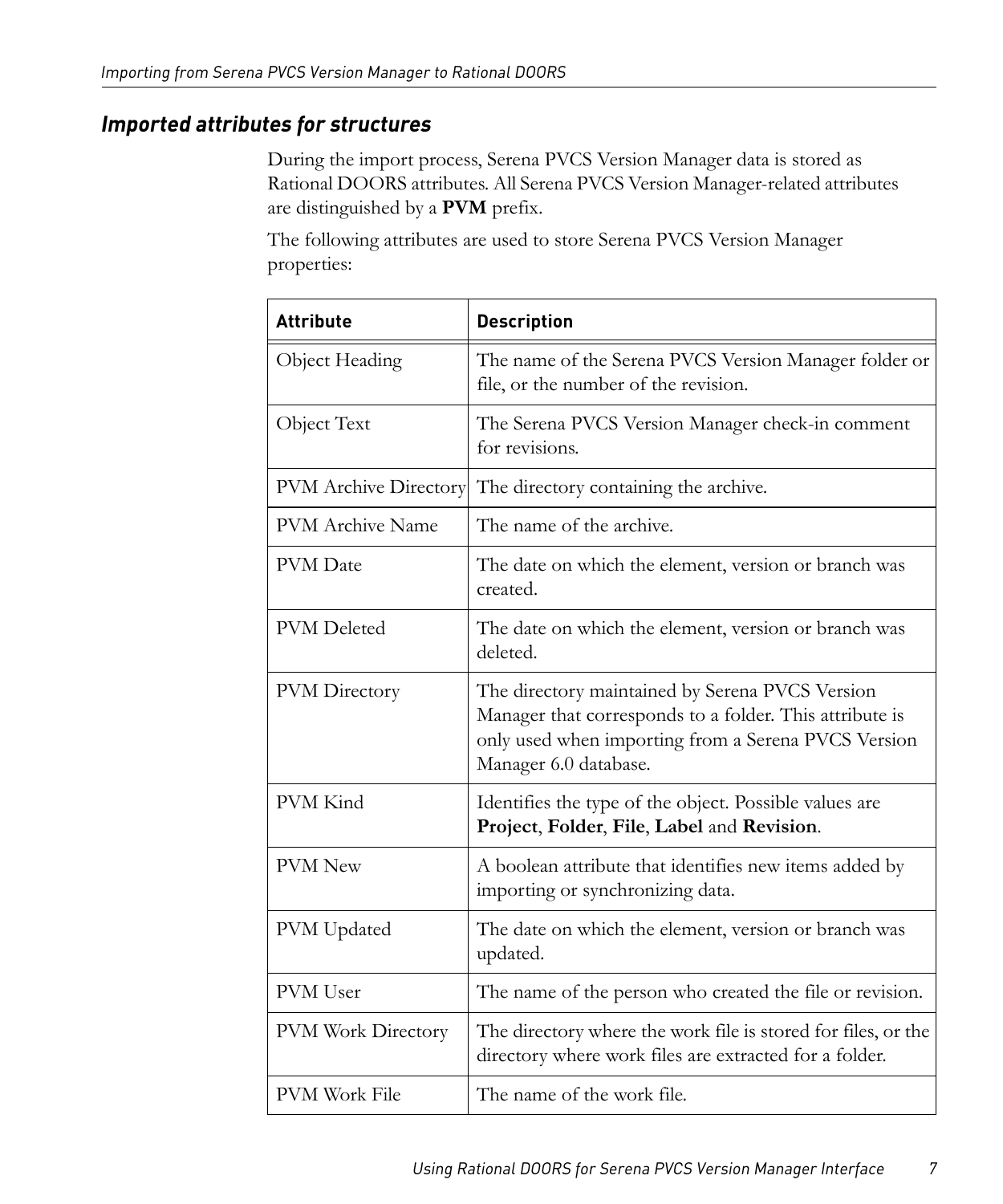### *Imported attributes for structures*

During the import process, Serena PVCS Version Manager data is stored as Rational DOORS attributes. All Serena PVCS Version Manager-related attributes are distinguished by a **PVM** prefix.

The following attributes are used to store Serena PVCS Version Manager properties:

| Attribute | Description |
|---|---|
| Object Heading | The name of the Serena PVCS Version Manager folder or file, or the number of the revision. |
| Object Text | The Serena PVCS Version Manager check-in comment for revisions. |
| PVM Archive Directory | The directory containing the archive. |
| PVM Archive Name | The name of the archive. |
| PVM Date | The date on which the element, version or branch was created. |
| PVM Deleted | The date on which the element, version or branch was deleted. |
| PVM Directory | The directory maintained by Serena PVCS Version Manager that corresponds to a folder. This attribute is only used when importing from a Serena PVCS Version Manager 6.0 database. |
| PVM Kind | Identifies the type of the object. Possible values are **Project**, **Folder**, **File**, **Label** and **Revision**. |
| PVM New | A boolean attribute that identifies new items added by importing or synchronizing data. |
| PVM Updated | The date on which the element, version or branch was updated. |
| PVM User | The name of the person who created the file or revision. |
| PVM Work Directory | The directory where the work file is stored for files, or the directory where work files are extracted for a folder. |
| PVM Work File | The name of the work file. |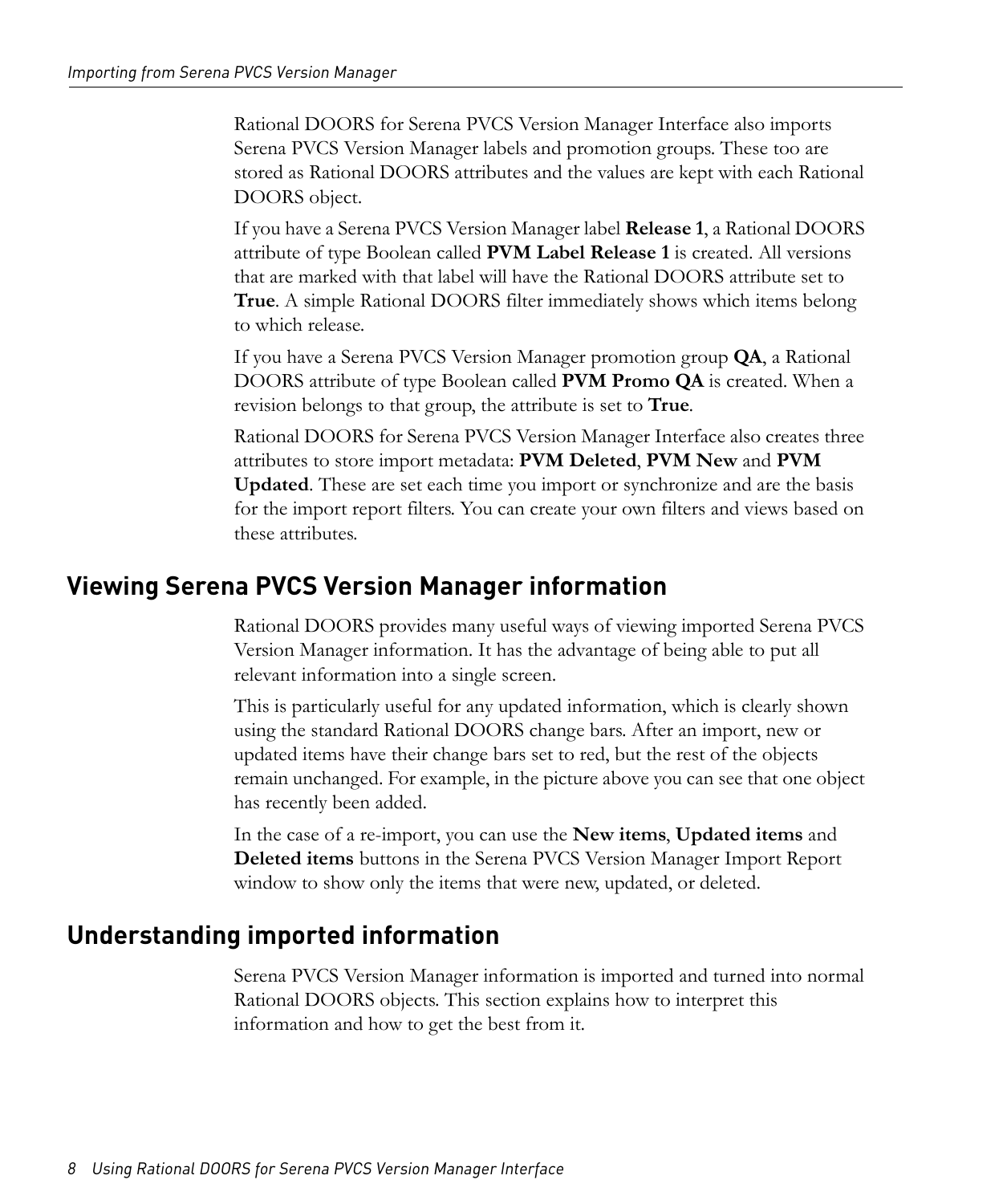Rational DOORS for Serena PVCS Version Manager Interface also imports Serena PVCS Version Manager labels and promotion groups. These too are stored as Rational DOORS attributes and the values are kept with each Rational DOORS object.

If you have a Serena PVCS Version Manager label **Release 1**, a Rational DOORS attribute of type Boolean called **PVM Label Release 1** is created. All versions that are marked with that label will have the Rational DOORS attribute set to **True**. A simple Rational DOORS filter immediately shows which items belong to which release.

If you have a Serena PVCS Version Manager promotion group **QA**, a Rational DOORS attribute of type Boolean called **PVM Promo QA** is created. When a revision belongs to that group, the attribute is set to **True**.

Rational DOORS for Serena PVCS Version Manager Interface also creates three attributes to store import metadata: **PVM Deleted**, **PVM New** and **PVM Updated**. These are set each time you import or synchronize and are the basis for the import report filters. You can create your own filters and views based on these attributes.

## Viewing Serena PVCS Version Manager information

Rational DOORS provides many useful ways of viewing imported Serena PVCS Version Manager information. It has the advantage of being able to put all relevant information into a single screen.

This is particularly useful for any updated information, which is clearly shown using the standard Rational DOORS change bars. After an import, new or updated items have their change bars set to red, but the rest of the objects remain unchanged. For example, in the picture above you can see that one object has recently been added.

In the case of a re-import, you can use the **New items**, **Updated items** and **Deleted items** buttons in the Serena PVCS Version Manager Import Report window to show only the items that were new, updated, or deleted.

## Understanding imported information

Serena PVCS Version Manager information is imported and turned into normal Rational DOORS objects. This section explains how to interpret this information and how to get the best from it.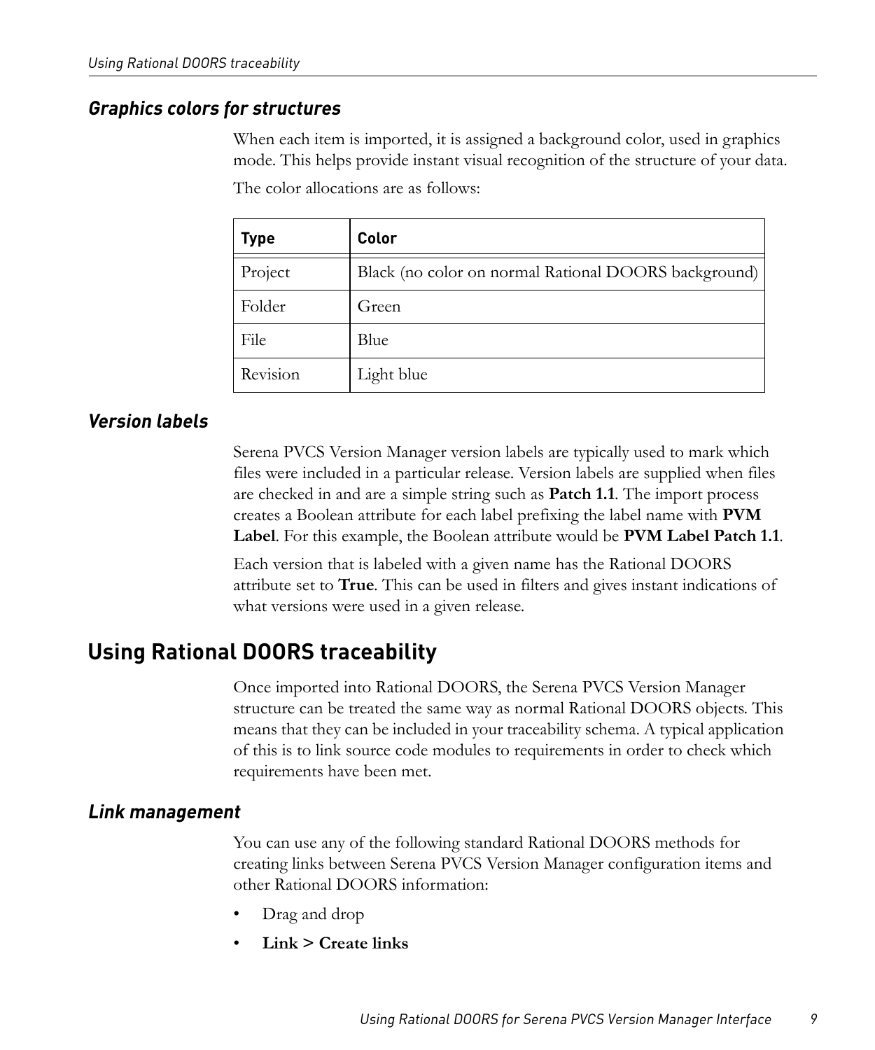### Graphics colors for structures

When each item is imported, it is assigned a background color, used in graphics mode. This helps provide instant visual recognition of the structure of your data.

The color allocations are as follows:

| Type | Color |
|---|---|
| Project | Black (no color on normal Rational DOORS background) |
| Folder | Green |
| File | Blue |
| Revision | Light blue |

### Version labels

Serena PVCS Version Manager version labels are typically used to mark which files were included in a particular release. Version labels are supplied when files are checked in and are a simple string such as **Patch 1.1**. The import process creates a Boolean attribute for each label prefixing the label name with **PVM Label**. For this example, the Boolean attribute would be **PVM Label Patch 1.1**.

Each version that is labeled with a given name has the Rational DOORS attribute set to **True**. This can be used in filters and gives instant indications of what versions were used in a given release.

## Using Rational DOORS traceability

Once imported into Rational DOORS, the Serena PVCS Version Manager structure can be treated the same way as normal Rational DOORS objects. This means that they can be included in your traceability schema. A typical application of this is to link source code modules to requirements in order to check which requirements have been met.

### Link management

You can use any of the following standard Rational DOORS methods for creating links between Serena PVCS Version Manager configuration items and other Rational DOORS information:

- Drag and drop
- **Link > Create links**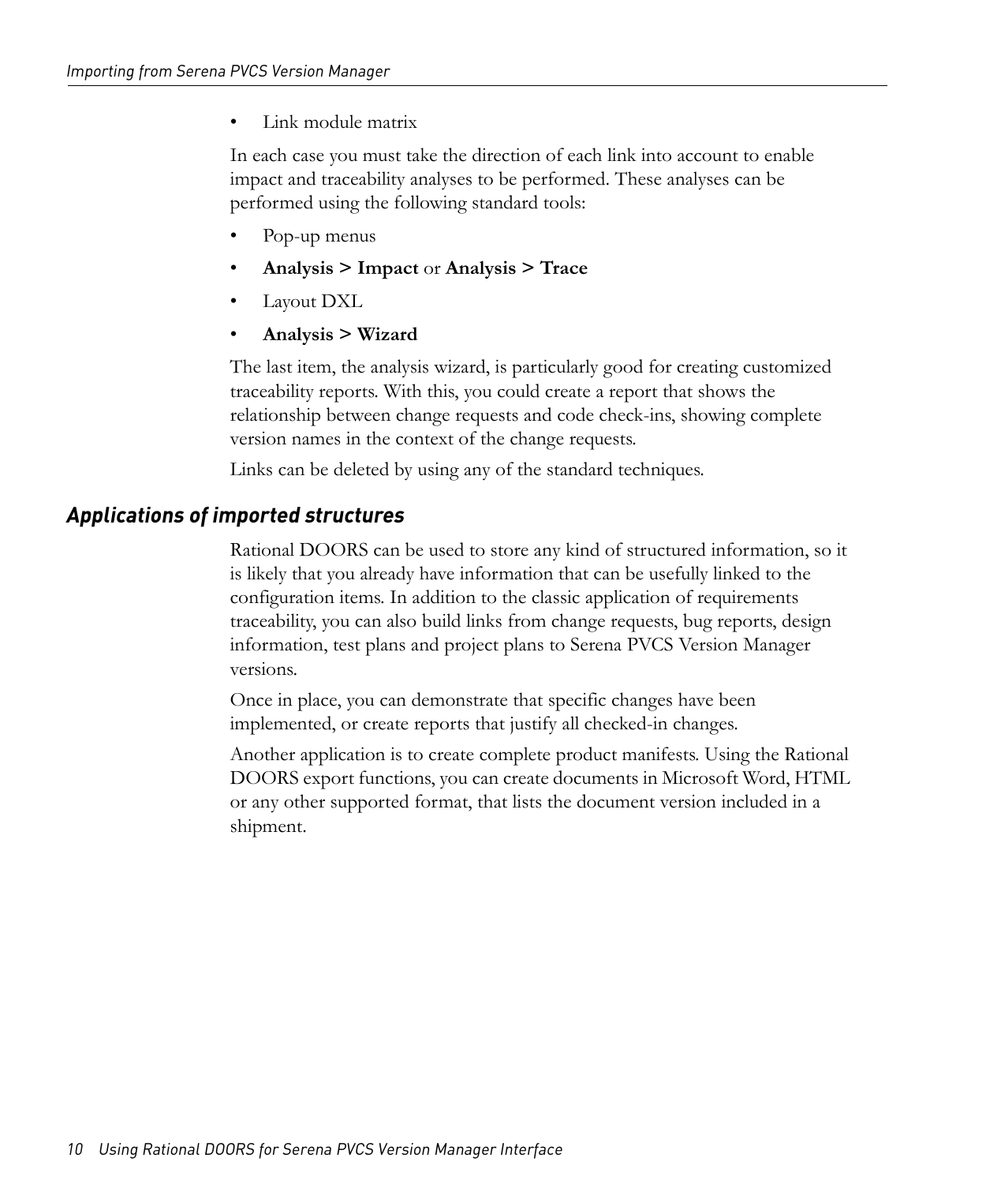- Link module matrix

In each case you must take the direction of each link into account to enable impact and traceability analyses to be performed. These analyses can be performed using the following standard tools:

- Pop-up menus
- **Analysis > Impact** or **Analysis > Trace**
- Layout DXL
- **Analysis > Wizard**

The last item, the analysis wizard, is particularly good for creating customized traceability reports. With this, you could create a report that shows the relationship between change requests and code check-ins, showing complete version names in the context of the change requests.

Links can be deleted by using any of the standard techniques.

## *Applications of imported structures*

Rational DOORS can be used to store any kind of structured information, so it is likely that you already have information that can be usefully linked to the configuration items. In addition to the classic application of requirements traceability, you can also build links from change requests, bug reports, design information, test plans and project plans to Serena PVCS Version Manager versions.

Once in place, you can demonstrate that specific changes have been implemented, or create reports that justify all checked-in changes.

Another application is to create complete product manifests. Using the Rational DOORS export functions, you can create documents in Microsoft Word, HTML or any other supported format, that lists the document version included in a shipment.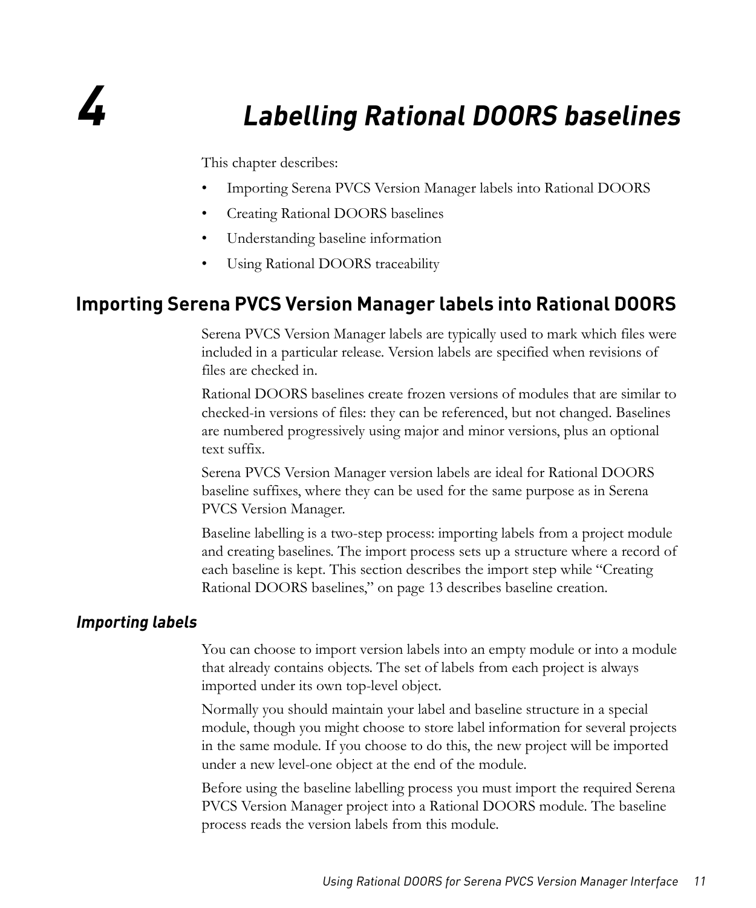# 4 Labelling Rational DOORS baselines

This chapter describes:

- Importing Serena PVCS Version Manager labels into Rational DOORS
- Creating Rational DOORS baselines
- Understanding baseline information
- Using Rational DOORS traceability

## Importing Serena PVCS Version Manager labels into Rational DOORS

Serena PVCS Version Manager labels are typically used to mark which files were included in a particular release. Version labels are specified when revisions of files are checked in.

Rational DOORS baselines create frozen versions of modules that are similar to checked-in versions of files: they can be referenced, but not changed. Baselines are numbered progressively using major and minor versions, plus an optional text suffix.

Serena PVCS Version Manager version labels are ideal for Rational DOORS baseline suffixes, where they can be used for the same purpose as in Serena PVCS Version Manager.

Baseline labelling is a two-step process: importing labels from a project module and creating baselines. The import process sets up a structure where a record of each baseline is kept. This section describes the import step while "Creating Rational DOORS baselines," on page 13 describes baseline creation.

### *Importing labels*

You can choose to import version labels into an empty module or into a module that already contains objects. The set of labels from each project is always imported under its own top-level object.

Normally you should maintain your label and baseline structure in a special module, though you might choose to store label information for several projects in the same module. If you choose to do this, the new project will be imported under a new level-one object at the end of the module.

Before using the baseline labelling process you must import the required Serena PVCS Version Manager project into a Rational DOORS module. The baseline process reads the version labels from this module.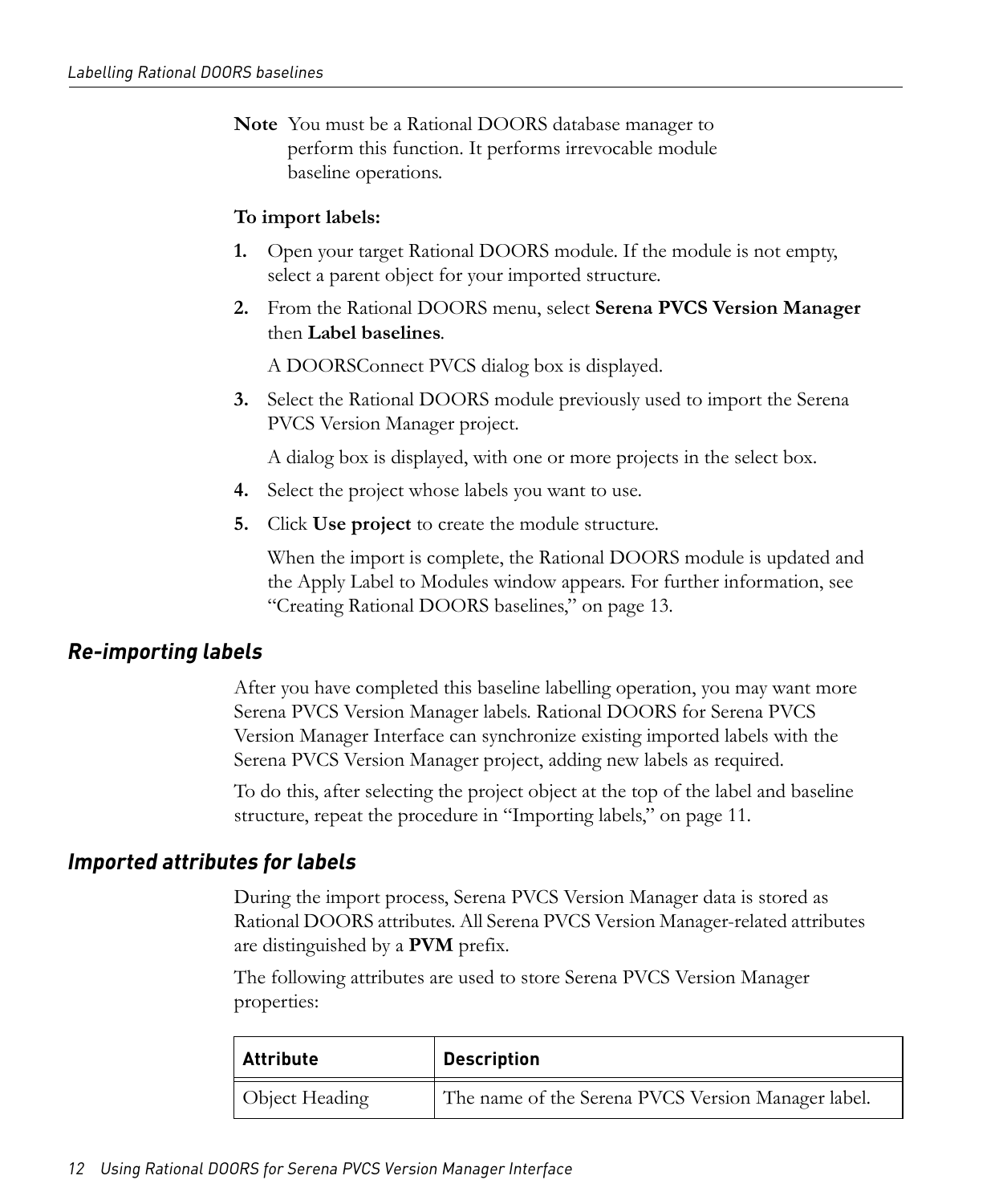**Note** You must be a Rational DOORS database manager to perform this function. It performs irrevocable module baseline operations.

**To import labels:**

1. Open your target Rational DOORS module. If the module is not empty, select a parent object for your imported structure.
2. From the Rational DOORS menu, select **Serena PVCS Version Manager** then **Label baselines**.

   A DOORSConnect PVCS dialog box is displayed.
3. Select the Rational DOORS module previously used to import the Serena PVCS Version Manager project.

   A dialog box is displayed, with one or more projects in the select box.
4. Select the project whose labels you want to use.
5. Click **Use project** to create the module structure.

   When the import is complete, the Rational DOORS module is updated and the Apply Label to Modules window appears. For further information, see "Creating Rational DOORS baselines," on page 13.

## *Re-importing labels*

After you have completed this baseline labelling operation, you may want more Serena PVCS Version Manager labels. Rational DOORS for Serena PVCS Version Manager Interface can synchronize existing imported labels with the Serena PVCS Version Manager project, adding new labels as required.

To do this, after selecting the project object at the top of the label and baseline structure, repeat the procedure in "Importing labels," on page 11.

## *Imported attributes for labels*

During the import process, Serena PVCS Version Manager data is stored as Rational DOORS attributes. All Serena PVCS Version Manager-related attributes are distinguished by a **PVM** prefix.

The following attributes are used to store Serena PVCS Version Manager properties:

| Attribute | Description |
|---|---|
| Object Heading | The name of the Serena PVCS Version Manager label. |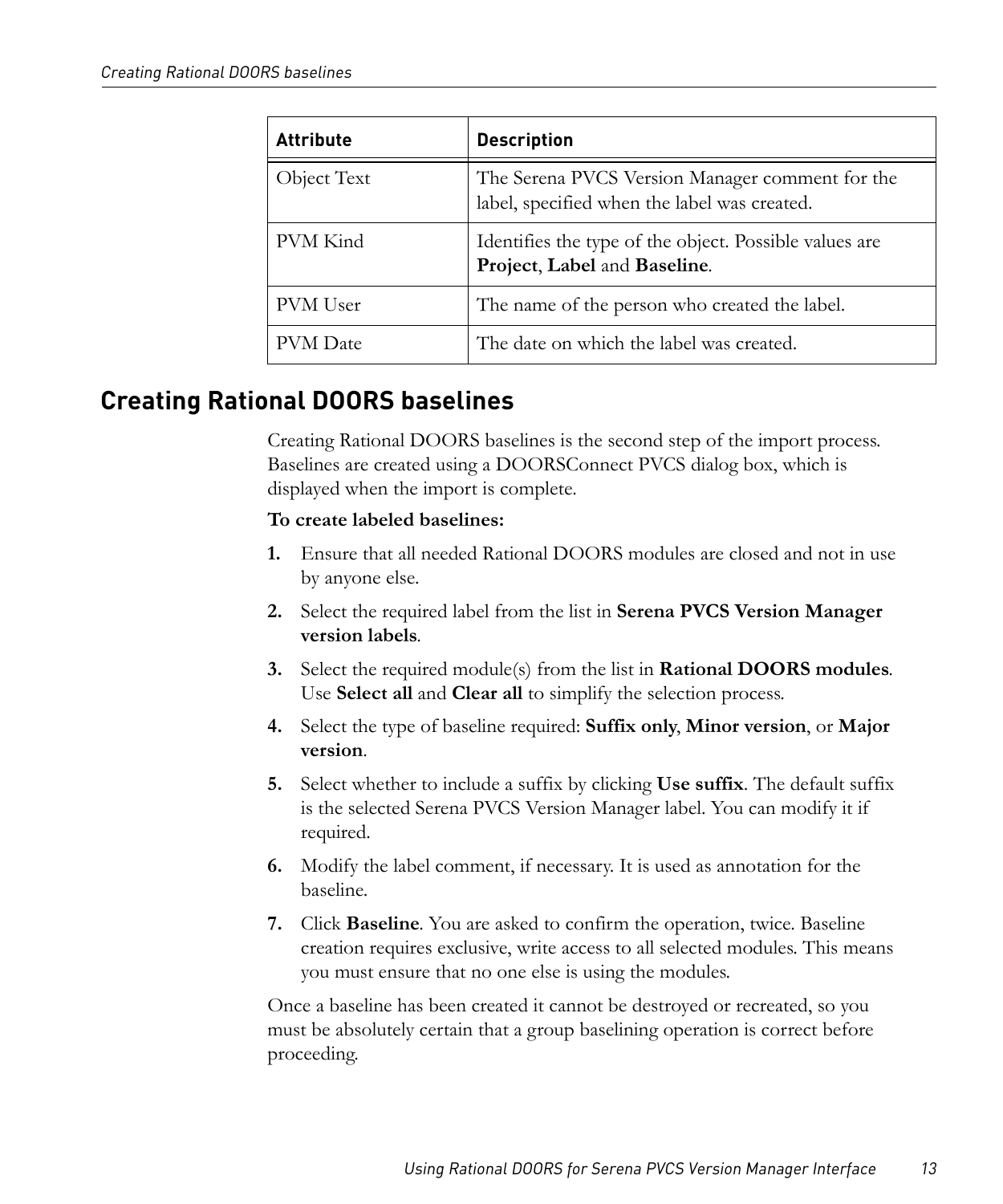| Attribute | Description |
| --- | --- |
| Object Text | The Serena PVCS Version Manager comment for the label, specified when the label was created. |
| PVM Kind | Identifies the type of the object. Possible values are **Project**, **Label** and **Baseline**. |
| PVM User | The name of the person who created the label. |
| PVM Date | The date on which the label was created. |

## Creating Rational DOORS baselines

Creating Rational DOORS baselines is the second step of the import process. Baselines are created using a DOORSConnect PVCS dialog box, which is displayed when the import is complete.

**To create labeled baselines:**

1. Ensure that all needed Rational DOORS modules are closed and not in use by anyone else.
2. Select the required label from the list in **Serena PVCS Version Manager version labels**.
3. Select the required module(s) from the list in **Rational DOORS modules**. Use **Select all** and **Clear all** to simplify the selection process.
4. Select the type of baseline required: **Suffix only**, **Minor version**, or **Major version**.
5. Select whether to include a suffix by clicking **Use suffix**. The default suffix is the selected Serena PVCS Version Manager label. You can modify it if required.
6. Modify the label comment, if necessary. It is used as annotation for the baseline.
7. Click **Baseline**. You are asked to confirm the operation, twice. Baseline creation requires exclusive, write access to all selected modules. This means you must ensure that no one else is using the modules.

Once a baseline has been created it cannot be destroyed or recreated, so you must be absolutely certain that a group baselining operation is correct before proceeding.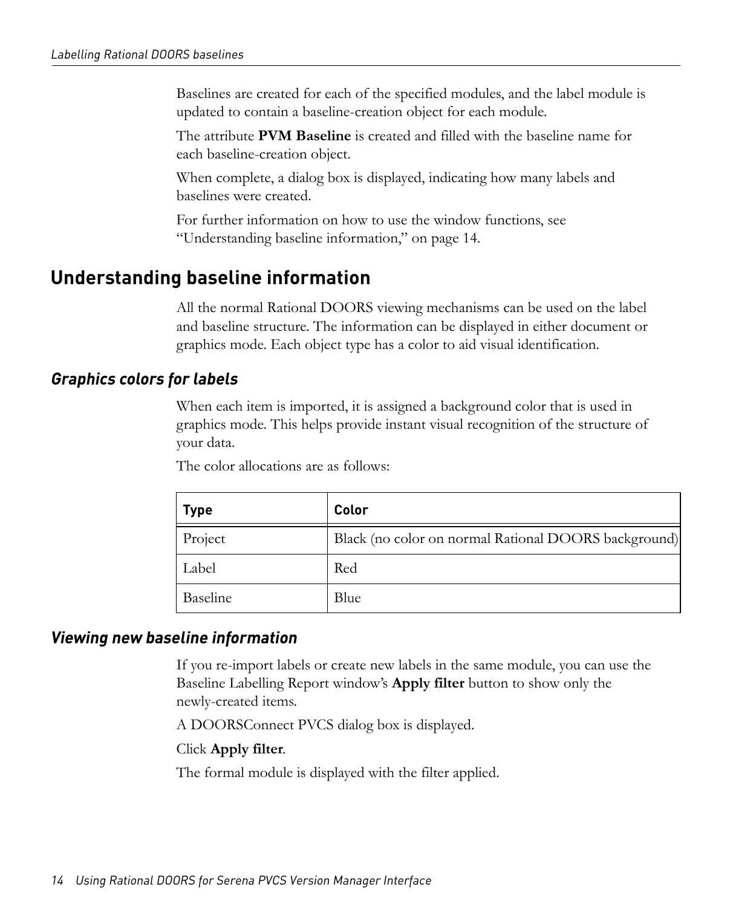Baselines are created for each of the specified modules, and the label module is updated to contain a baseline-creation object for each module.

The attribute **PVM Baseline** is created and filled with the baseline name for each baseline-creation object.

When complete, a dialog box is displayed, indicating how many labels and baselines were created.

For further information on how to use the window functions, see "Understanding baseline information," on page 14.

## Understanding baseline information

All the normal Rational DOORS viewing mechanisms can be used on the label and baseline structure. The information can be displayed in either document or graphics mode. Each object type has a color to aid visual identification.

### *Graphics colors for labels*

When each item is imported, it is assigned a background color that is used in graphics mode. This helps provide instant visual recognition of the structure of your data.

The color allocations are as follows:

| Type | Color |
|---|---|
| Project | Black (no color on normal Rational DOORS background) |
| Label | Red |
| Baseline | Blue |

### *Viewing new baseline information*

If you re-import labels or create new labels in the same module, you can use the Baseline Labelling Report window's **Apply filter** button to show only the newly-created items.

A DOORSConnect PVCS dialog box is displayed.

Click **Apply filter**.

The formal module is displayed with the filter applied.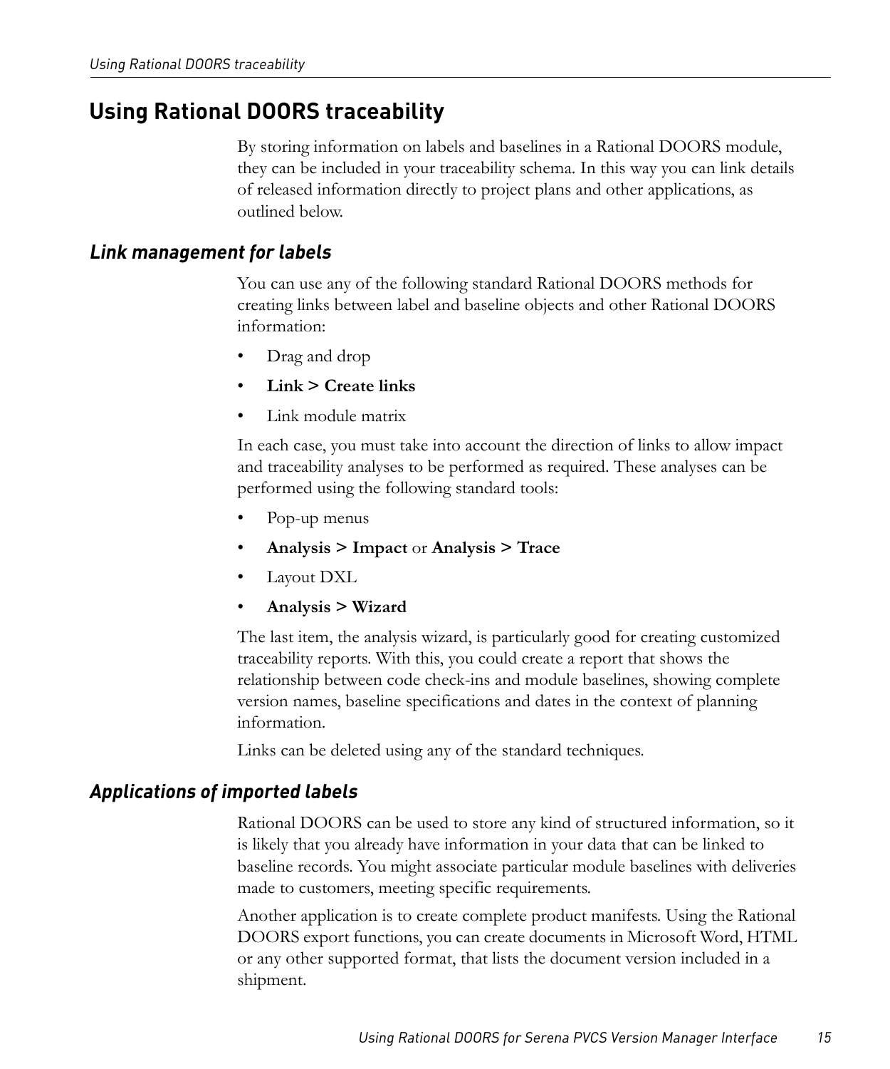# Using Rational DOORS traceability

By storing information on labels and baselines in a Rational DOORS module, they can be included in your traceability schema. In this way you can link details of released information directly to project plans and other applications, as outlined below.

## *Link management for labels*

You can use any of the following standard Rational DOORS methods for creating links between label and baseline objects and other Rational DOORS information:

- Drag and drop
- **Link > Create links**
- Link module matrix

In each case, you must take into account the direction of links to allow impact and traceability analyses to be performed as required. These analyses can be performed using the following standard tools:

- Pop-up menus
- **Analysis > Impact** or **Analysis > Trace**
- Layout DXL
- **Analysis > Wizard**

The last item, the analysis wizard, is particularly good for creating customized traceability reports. With this, you could create a report that shows the relationship between code check-ins and module baselines, showing complete version names, baseline specifications and dates in the context of planning information.

Links can be deleted using any of the standard techniques.

## *Applications of imported labels*

Rational DOORS can be used to store any kind of structured information, so it is likely that you already have information in your data that can be linked to baseline records. You might associate particular module baselines with deliveries made to customers, meeting specific requirements.

Another application is to create complete product manifests. Using the Rational DOORS export functions, you can create documents in Microsoft Word, HTML or any other supported format, that lists the document version included in a shipment.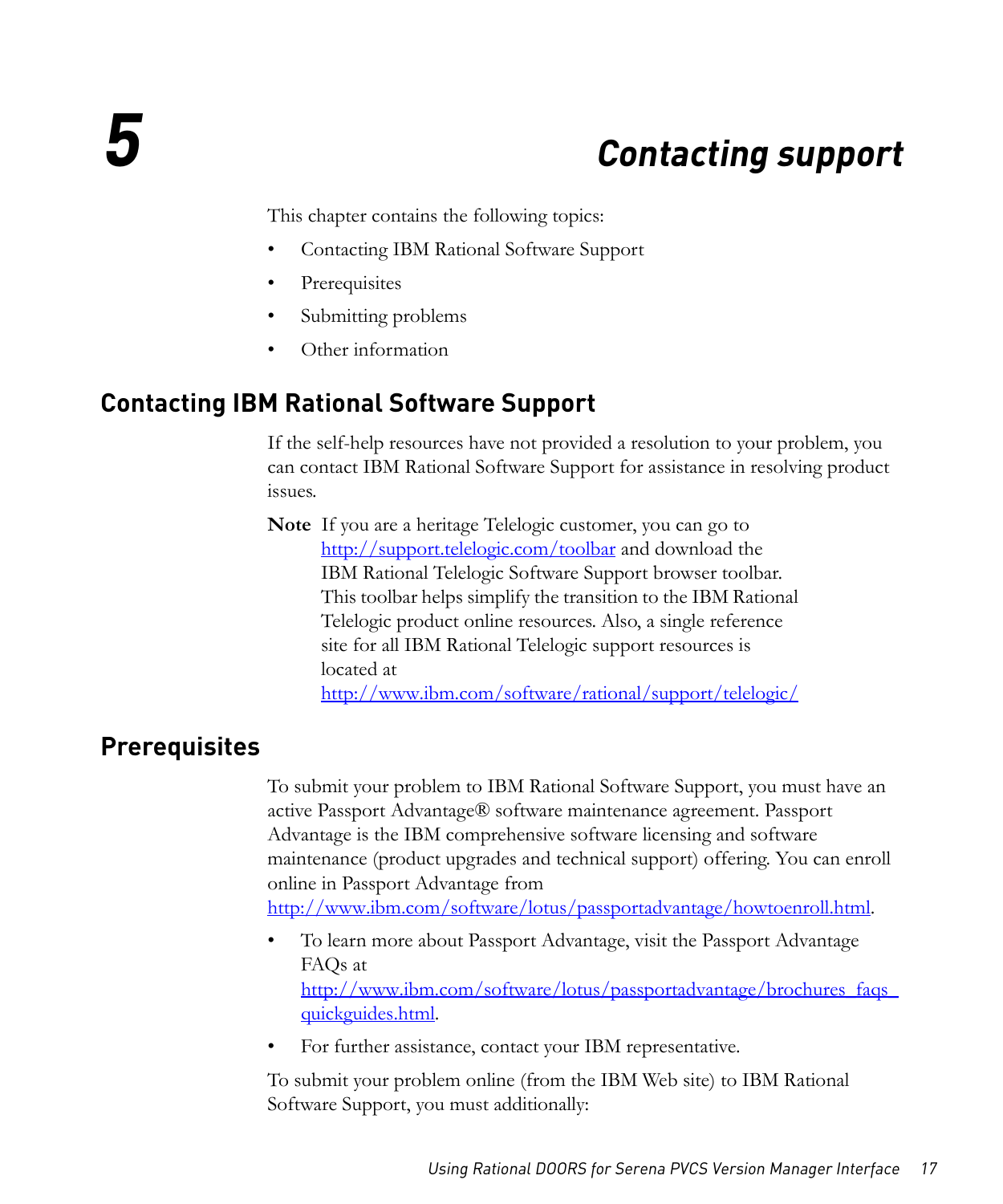# 5 Contacting support

This chapter contains the following topics:

- Contacting IBM Rational Software Support
- Prerequisites
- Submitting problems
- Other information

## Contacting IBM Rational Software Support

If the self-help resources have not provided a resolution to your problem, you can contact IBM Rational Software Support for assistance in resolving product issues.

**Note** If you are a heritage Telelogic customer, you can go to http://support.telelogic.com/toolbar and download the IBM Rational Telelogic Software Support browser toolbar. This toolbar helps simplify the transition to the IBM Rational Telelogic product online resources. Also, a single reference site for all IBM Rational Telelogic support resources is located at http://www.ibm.com/software/rational/support/telelogic/

## Prerequisites

To submit your problem to IBM Rational Software Support, you must have an active Passport Advantage® software maintenance agreement. Passport Advantage is the IBM comprehensive software licensing and software maintenance (product upgrades and technical support) offering. You can enroll online in Passport Advantage from http://www.ibm.com/software/lotus/passportadvantage/howtoenroll.html.

- To learn more about Passport Advantage, visit the Passport Advantage FAQs at http://www.ibm.com/software/lotus/passportadvantage/brochures_faqs_quickguides.html.
- For further assistance, contact your IBM representative.

To submit your problem online (from the IBM Web site) to IBM Rational Software Support, you must additionally: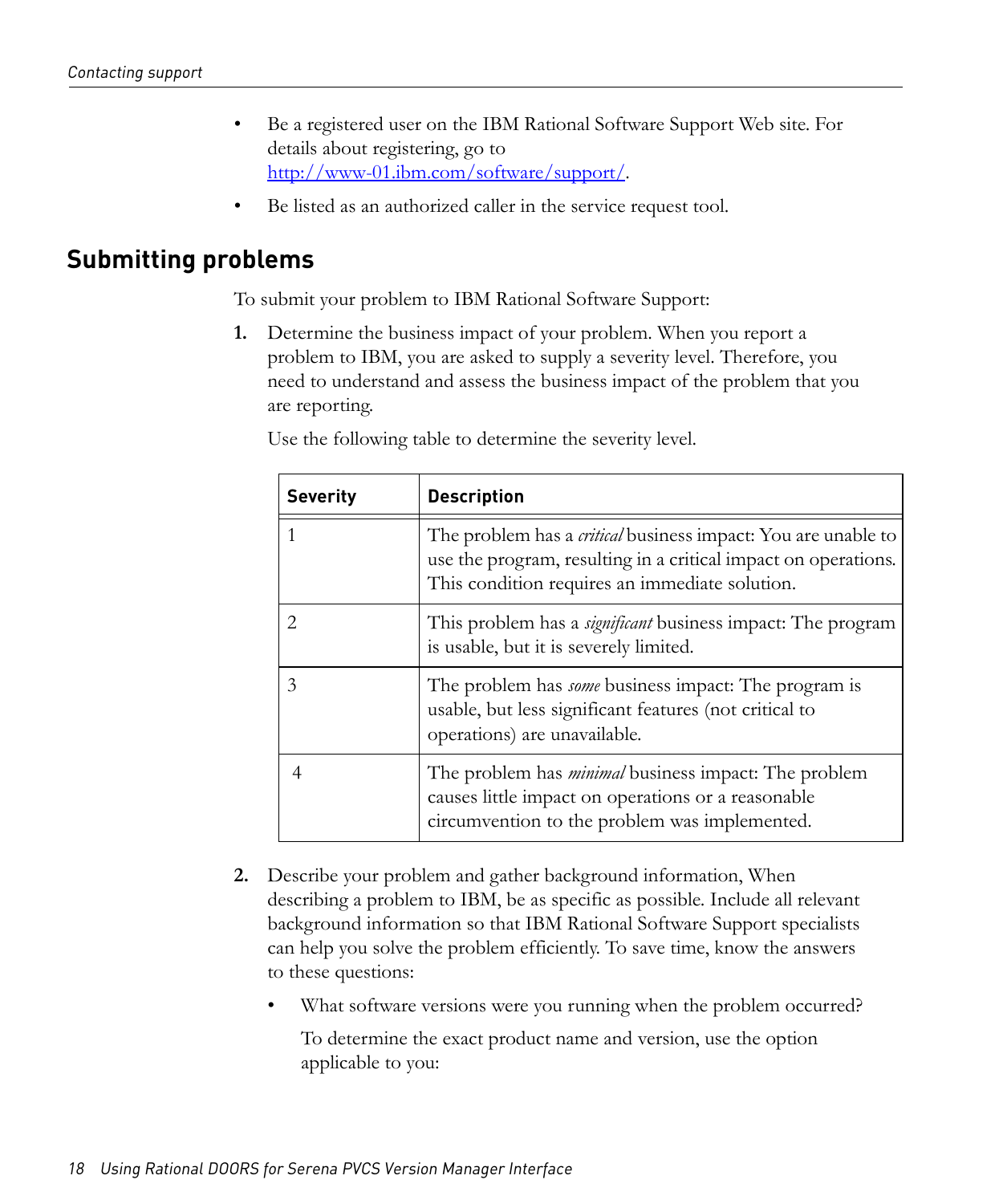- Be a registered user on the IBM Rational Software Support Web site. For details about registering, go to http://www-01.ibm.com/software/support/.
- Be listed as an authorized caller in the service request tool.

## Submitting problems

To submit your problem to IBM Rational Software Support:

1. Determine the business impact of your problem. When you report a problem to IBM, you are asked to supply a severity level. Therefore, you need to understand and assess the business impact of the problem that you are reporting.

   Use the following table to determine the severity level.

   | Severity | Description |
   |---|---|
   | 1 | The problem has a *critical* business impact: You are unable to use the program, resulting in a critical impact on operations. This condition requires an immediate solution. |
   | 2 | This problem has a *significant* business impact: The program is usable, but it is severely limited. |
   | 3 | The problem has *some* business impact: The program is usable, but less significant features (not critical to operations) are unavailable. |
   | 4 | The problem has *minimal* business impact: The problem causes little impact on operations or a reasonable circumvention to the problem was implemented. |

2. Describe your problem and gather background information, When describing a problem to IBM, be as specific as possible. Include all relevant background information so that IBM Rational Software Support specialists can help you solve the problem efficiently. To save time, know the answers to these questions:

   - What software versions were you running when the problem occurred?

     To determine the exact product name and version, use the option applicable to you: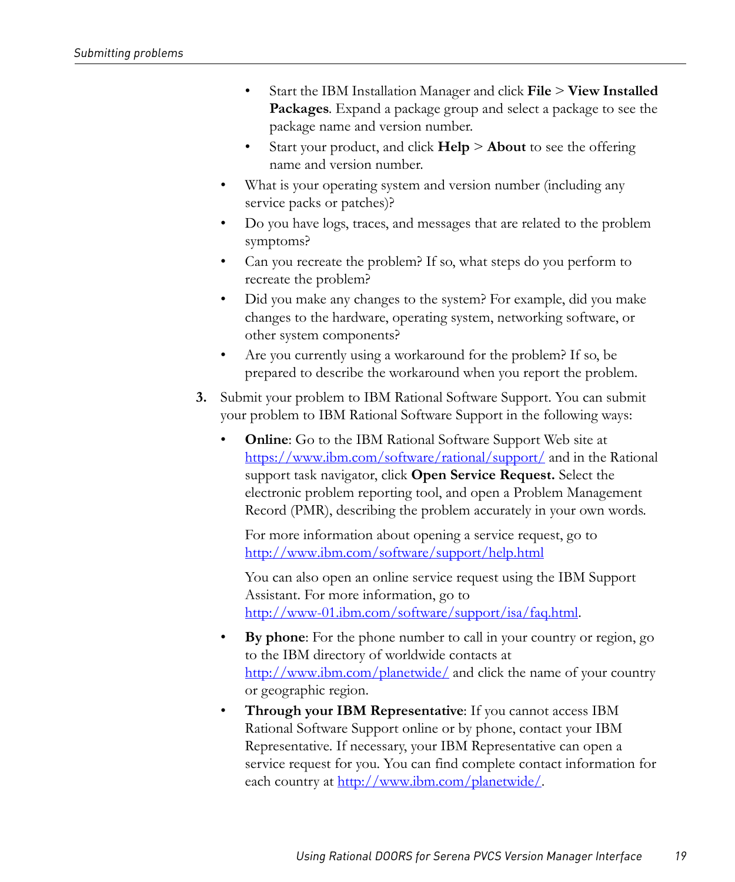- Start the IBM Installation Manager and click **File** > **View Installed Packages**. Expand a package group and select a package to see the package name and version number.
- Start your product, and click **Help** > **About** to see the offering name and version number.

- What is your operating system and version number (including any service packs or patches)?
- Do you have logs, traces, and messages that are related to the problem symptoms?
- Can you recreate the problem? If so, what steps do you perform to recreate the problem?
- Did you make any changes to the system? For example, did you make changes to the hardware, operating system, networking software, or other system components?
- Are you currently using a workaround for the problem? If so, be prepared to describe the workaround when you report the problem.

3. Submit your problem to IBM Rational Software Support. You can submit your problem to IBM Rational Software Support in the following ways:

   - **Online**: Go to the IBM Rational Software Support Web site at https://www.ibm.com/software/rational/support/ and in the Rational support task navigator, click **Open Service Request.** Select the electronic problem reporting tool, and open a Problem Management Record (PMR), describing the problem accurately in your own words.

     For more information about opening a service request, go to http://www.ibm.com/software/support/help.html

     You can also open an online service request using the IBM Support Assistant. For more information, go to http://www-01.ibm.com/software/support/isa/faq.html.

   - **By phone**: For the phone number to call in your country or region, go to the IBM directory of worldwide contacts at http://www.ibm.com/planetwide/ and click the name of your country or geographic region.
   - **Through your IBM Representative**: If you cannot access IBM Rational Software Support online or by phone, contact your IBM Representative. If necessary, your IBM Representative can open a service request for you. You can find complete contact information for each country at http://www.ibm.com/planetwide/.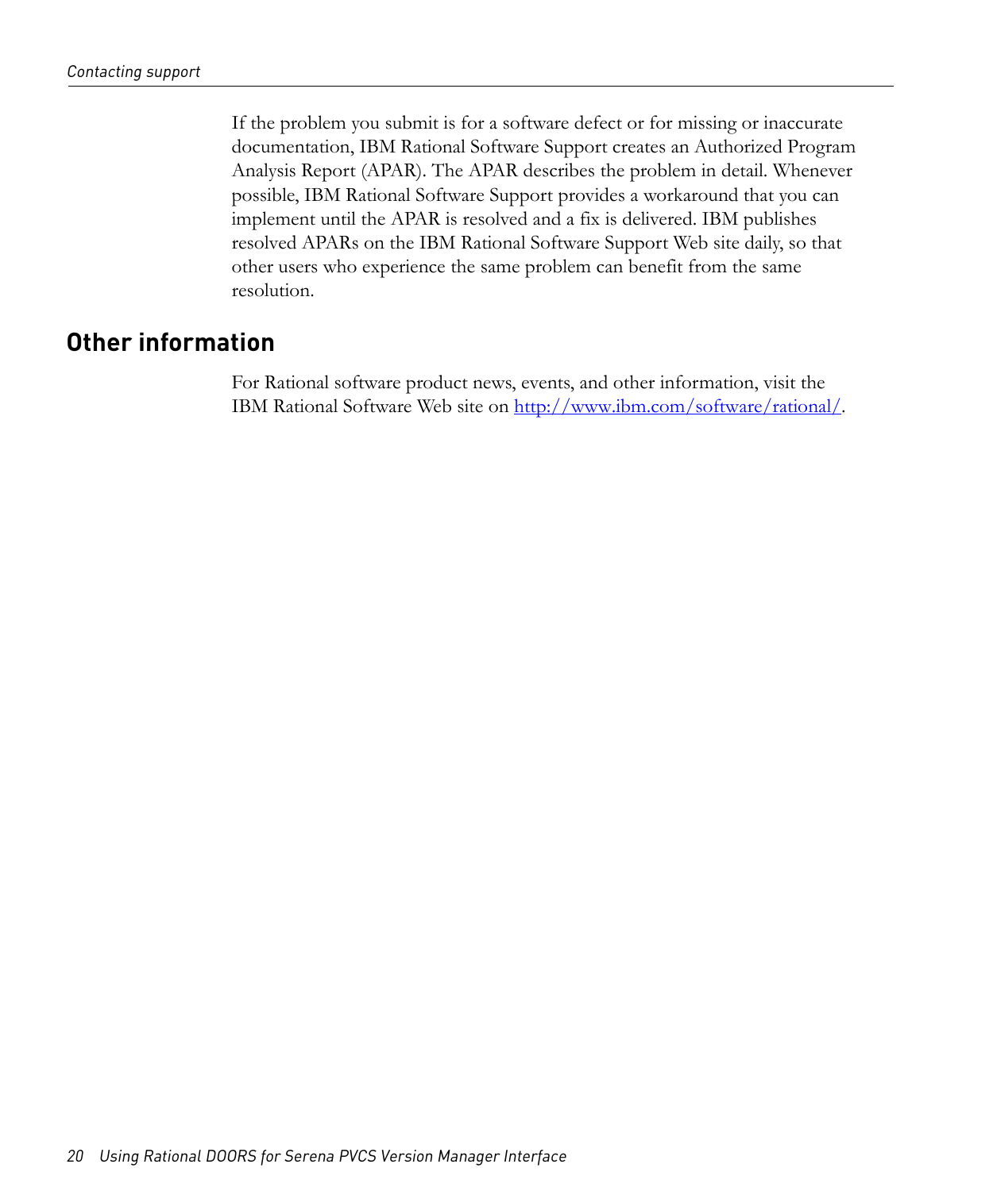If the problem you submit is for a software defect or for missing or inaccurate documentation, IBM Rational Software Support creates an Authorized Program Analysis Report (APAR). The APAR describes the problem in detail. Whenever possible, IBM Rational Software Support provides a workaround that you can implement until the APAR is resolved and a fix is delivered. IBM publishes resolved APARs on the IBM Rational Software Support Web site daily, so that other users who experience the same problem can benefit from the same resolution.

## Other information

For Rational software product news, events, and other information, visit the IBM Rational Software Web site on http://www.ibm.com/software/rational/.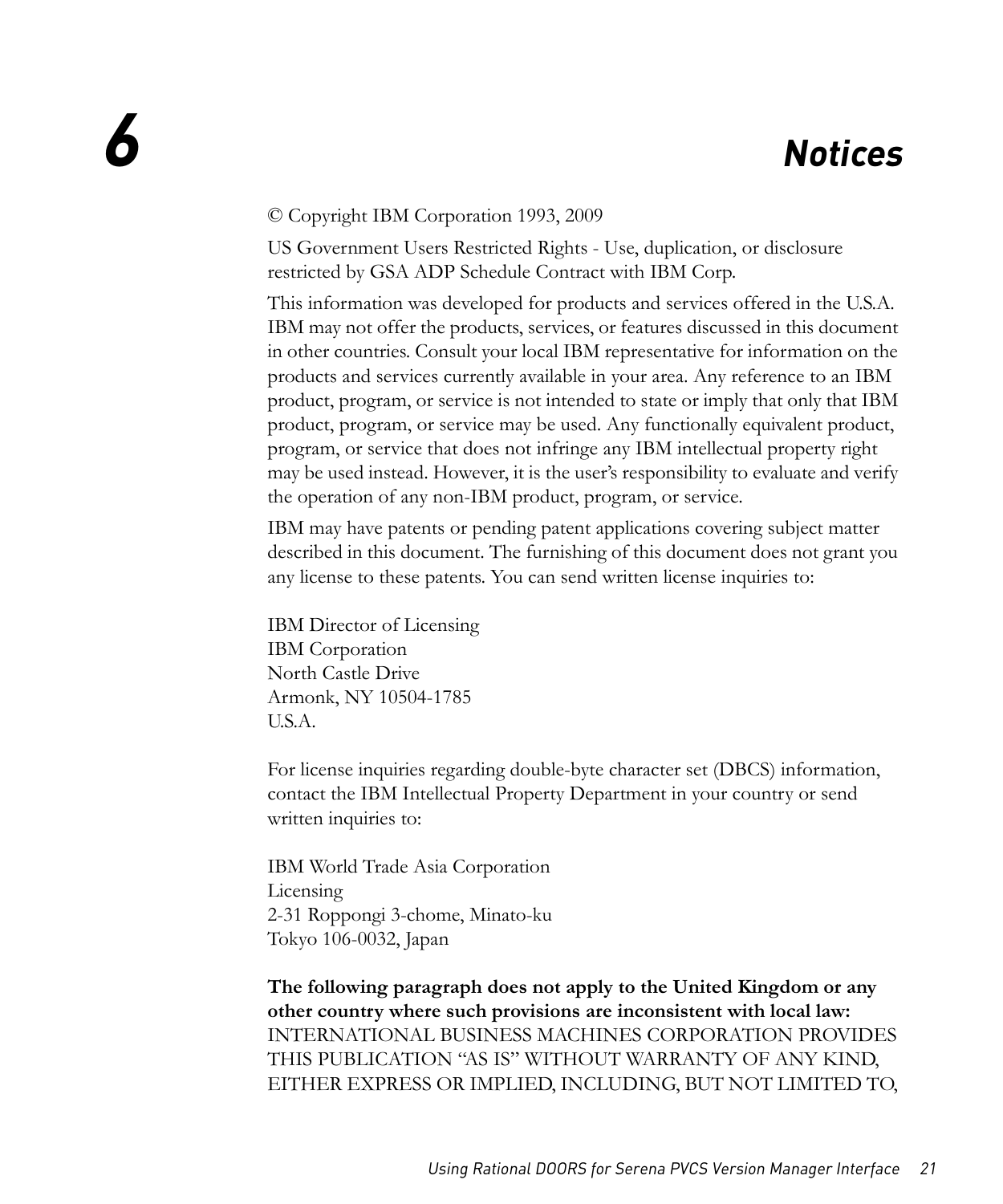# 6 Notices

© Copyright IBM Corporation 1993, 2009

US Government Users Restricted Rights - Use, duplication, or disclosure restricted by GSA ADP Schedule Contract with IBM Corp.

This information was developed for products and services offered in the U.S.A. IBM may not offer the products, services, or features discussed in this document in other countries. Consult your local IBM representative for information on the products and services currently available in your area. Any reference to an IBM product, program, or service is not intended to state or imply that only that IBM product, program, or service may be used. Any functionally equivalent product, program, or service that does not infringe any IBM intellectual property right may be used instead. However, it is the user's responsibility to evaluate and verify the operation of any non-IBM product, program, or service.

IBM may have patents or pending patent applications covering subject matter described in this document. The furnishing of this document does not grant you any license to these patents. You can send written license inquiries to:

IBM Director of Licensing
IBM Corporation
North Castle Drive
Armonk, NY 10504-1785
U.S.A.

For license inquiries regarding double-byte character set (DBCS) information, contact the IBM Intellectual Property Department in your country or send written inquiries to:

IBM World Trade Asia Corporation
Licensing
2-31 Roppongi 3-chome, Minato-ku
Tokyo 106-0032, Japan

**The following paragraph does not apply to the United Kingdom or any other country where such provisions are inconsistent with local law:** INTERNATIONAL BUSINESS MACHINES CORPORATION PROVIDES THIS PUBLICATION "AS IS" WITHOUT WARRANTY OF ANY KIND, EITHER EXPRESS OR IMPLIED, INCLUDING, BUT NOT LIMITED TO,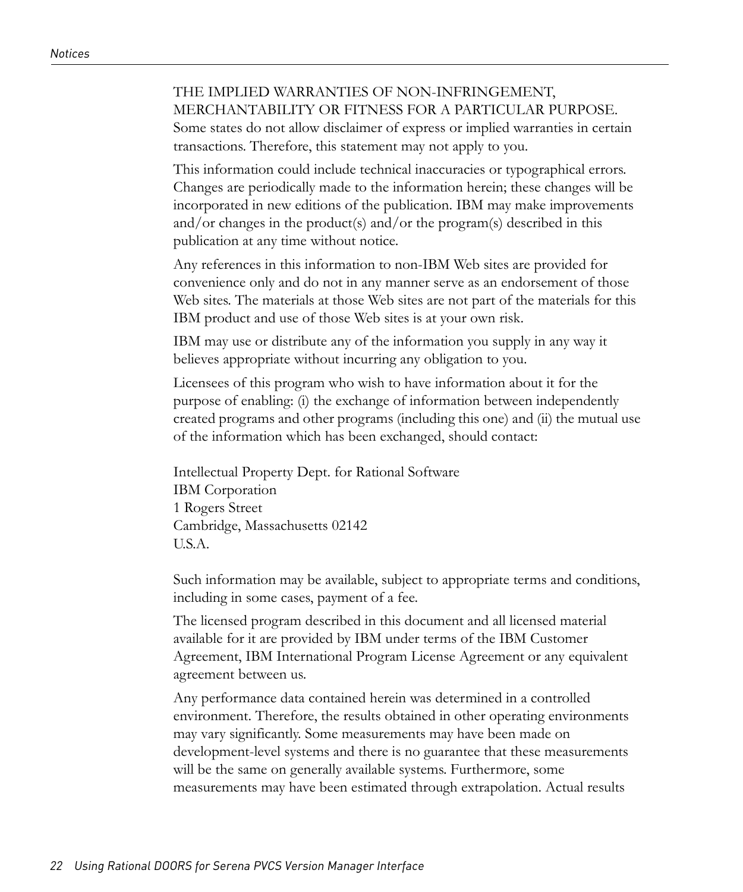THE IMPLIED WARRANTIES OF NON-INFRINGEMENT, MERCHANTABILITY OR FITNESS FOR A PARTICULAR PURPOSE. Some states do not allow disclaimer of express or implied warranties in certain transactions. Therefore, this statement may not apply to you.

This information could include technical inaccuracies or typographical errors. Changes are periodically made to the information herein; these changes will be incorporated in new editions of the publication. IBM may make improvements and/or changes in the product(s) and/or the program(s) described in this publication at any time without notice.

Any references in this information to non-IBM Web sites are provided for convenience only and do not in any manner serve as an endorsement of those Web sites. The materials at those Web sites are not part of the materials for this IBM product and use of those Web sites is at your own risk.

IBM may use or distribute any of the information you supply in any way it believes appropriate without incurring any obligation to you.

Licensees of this program who wish to have information about it for the purpose of enabling: (i) the exchange of information between independently created programs and other programs (including this one) and (ii) the mutual use of the information which has been exchanged, should contact:

Intellectual Property Dept. for Rational Software
IBM Corporation
1 Rogers Street
Cambridge, Massachusetts 02142
U.S.A.

Such information may be available, subject to appropriate terms and conditions, including in some cases, payment of a fee.

The licensed program described in this document and all licensed material available for it are provided by IBM under terms of the IBM Customer Agreement, IBM International Program License Agreement or any equivalent agreement between us.

Any performance data contained herein was determined in a controlled environment. Therefore, the results obtained in other operating environments may vary significantly. Some measurements may have been made on development-level systems and there is no guarantee that these measurements will be the same on generally available systems. Furthermore, some measurements may have been estimated through extrapolation. Actual results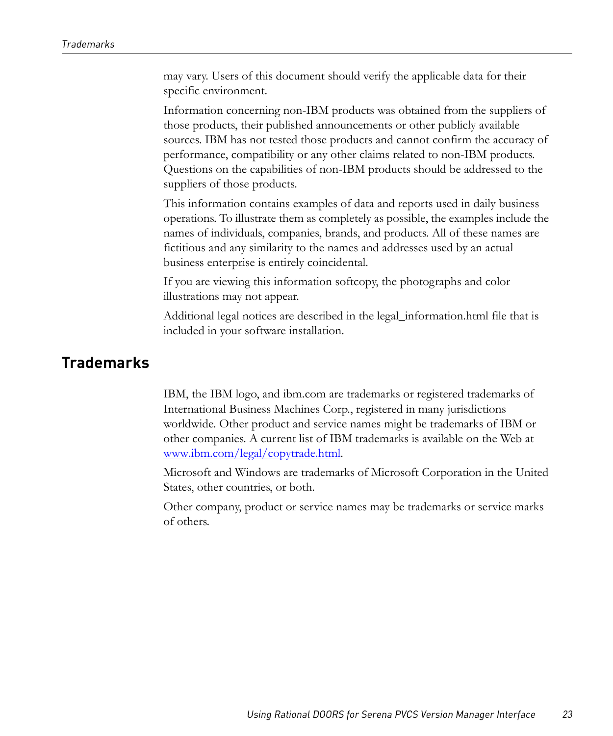may vary. Users of this document should verify the applicable data for their specific environment.

Information concerning non-IBM products was obtained from the suppliers of those products, their published announcements or other publicly available sources. IBM has not tested those products and cannot confirm the accuracy of performance, compatibility or any other claims related to non-IBM products. Questions on the capabilities of non-IBM products should be addressed to the suppliers of those products.

This information contains examples of data and reports used in daily business operations. To illustrate them as completely as possible, the examples include the names of individuals, companies, brands, and products. All of these names are fictitious and any similarity to the names and addresses used by an actual business enterprise is entirely coincidental.

If you are viewing this information softcopy, the photographs and color illustrations may not appear.

Additional legal notices are described in the legal_information.html file that is included in your software installation.

## Trademarks

IBM, the IBM logo, and ibm.com are trademarks or registered trademarks of International Business Machines Corp., registered in many jurisdictions worldwide. Other product and service names might be trademarks of IBM or other companies. A current list of IBM trademarks is available on the Web at [www.ibm.com/legal/copytrade.html](www.ibm.com/legal/copytrade.html).

Microsoft and Windows are trademarks of Microsoft Corporation in the United States, other countries, or both.

Other company, product or service names may be trademarks or service marks of others.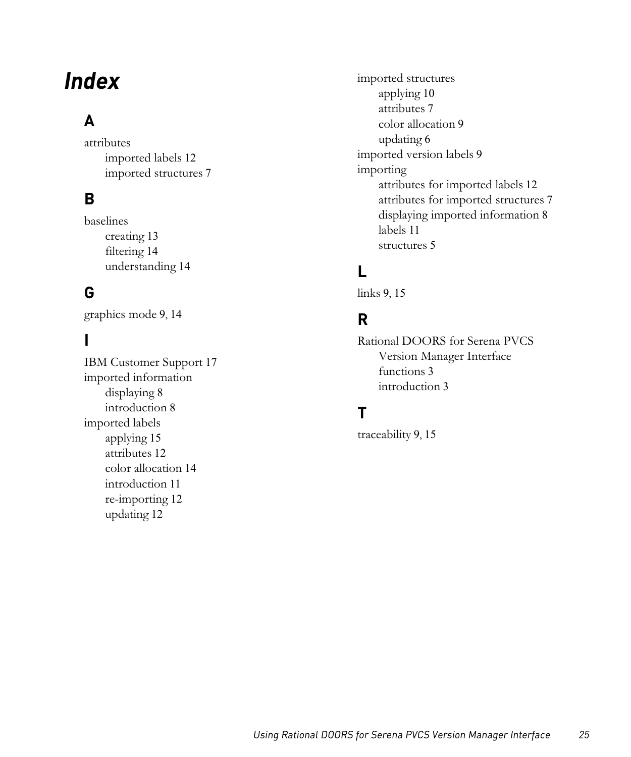# Index

## A

attributes
- imported labels 12
- imported structures 7

## B

baselines
- creating 13
- filtering 14
- understanding 14

## G

graphics mode 9, 14

## I

IBM Customer Support 17

imported information
- displaying 8
- introduction 8

imported labels
- applying 15
- attributes 12
- color allocation 14
- introduction 11
- re-importing 12
- updating 12

imported structures
- applying 10
- attributes 7
- color allocation 9
- updating 6

imported version labels 9

importing
- attributes for imported labels 12
- attributes for imported structures 7
- displaying imported information 8
- labels 11
- structures 5

## L

links 9, 15

## R

Rational DOORS for Serena PVCS Version Manager Interface
- functions 3
- introduction 3

## T

traceability 9, 15